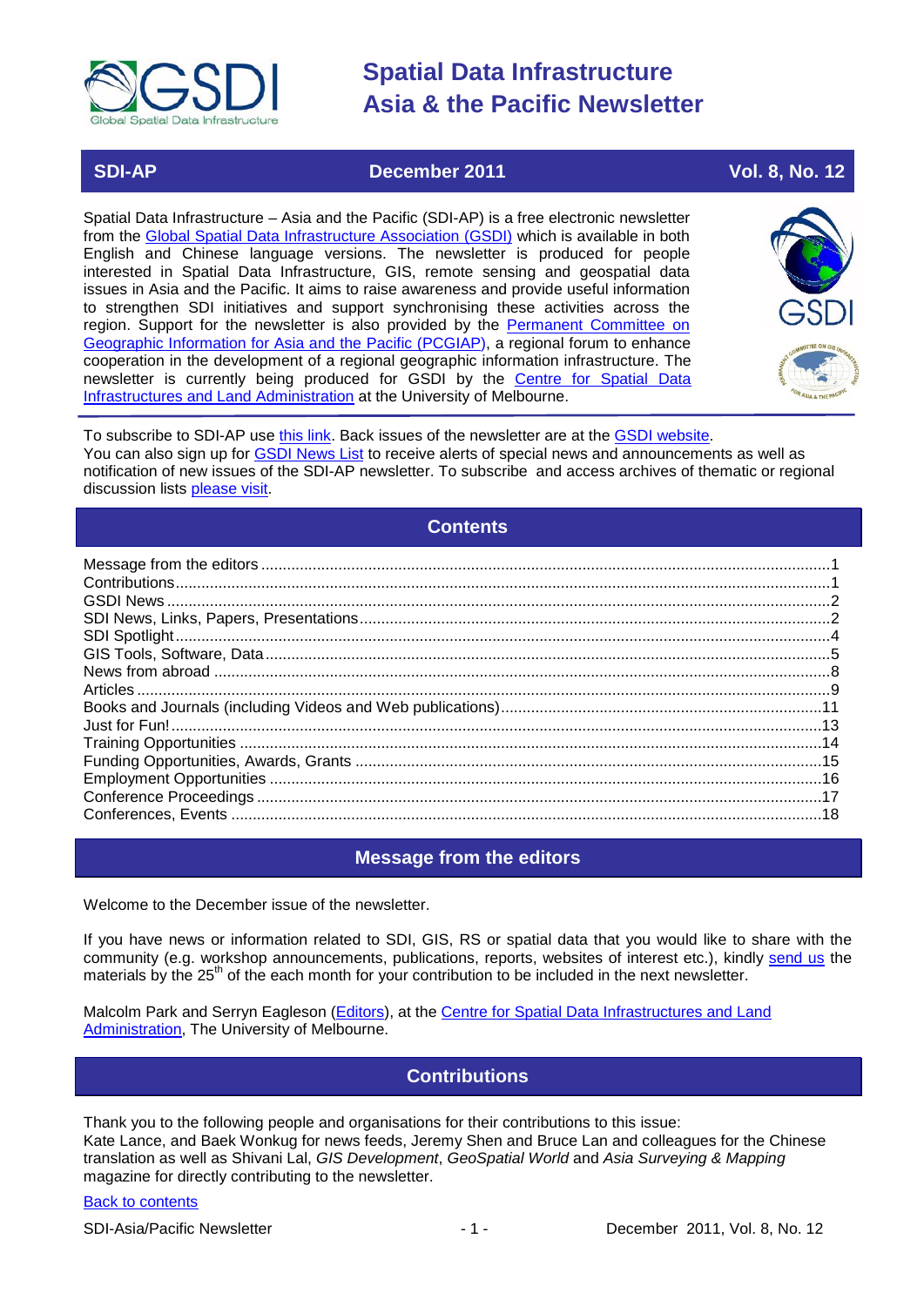# Spatial Data Infrastructure Asia & the Pacific Newsletter

**SDI-AP** | **December 2011** | **Vol. 8, No. 12**

Spatial Data Infrastructure – Asia and the Pacific (SDI-AP) is a free electronic newsletter from the Global Spatial Data Infrastructure Association (GSDI) which is available in both English and Chinese language versions. The newsletter is produced for people interested in Spatial Data Infrastructure, GIS, remote sensing and geospatial data issues in Asia and the Pacific. It aims to raise awareness and provide useful information to strengthen SDI initiatives and support synchronising these activities across the region. Support for the newsletter is also provided by the Permanent Committee on Geographic Information for Asia and the Pacific (PCGIAP), a regional forum to enhance cooperation in the development of a regional geographic information infrastructure. The newsletter is currently being produced for GSDI by the Centre for Spatial Data Infrastructures and Land Administration at the University of Melbourne.

To subscribe to SDI-AP use this link. Back issues of the newsletter are at the GSDI website. You can also sign up for GSDI News List to receive alerts of special news and announcements as well as notification of new issues of the SDI-AP newsletter. To subscribe and access archives of thematic or regional discussion lists please visit.

## Contents

- Message from the editors ....1
- Contributions ....1
- GSDI News ....2
- SDI News, Links, Papers, Presentations ....2
- SDI Spotlight ....4
- GIS Tools, Software, Data ....5
- News from abroad ....8
- Articles ....9
- Books and Journals (including Videos and Web publications) ....11
- Just for Fun! ....13
- Training Opportunities ....14
- Funding Opportunities, Awards, Grants ....15
- Employment Opportunities ....16
- Conference Proceedings ....17
- Conferences, Events ....18

## Message from the editors

Welcome to the December issue of the newsletter.

If you have news or information related to SDI, GIS, RS or spatial data that you would like to share with the community (e.g. workshop announcements, publications, reports, websites of interest etc.), kindly send us the materials by the 25th of the each month for your contribution to be included in the next newsletter.

Malcolm Park and Serryn Eagleson (Editors), at the Centre for Spatial Data Infrastructures and Land Administration, The University of Melbourne.

## Contributions

Thank you to the following people and organisations for their contributions to this issue:
Kate Lance, and Baek Wonkug for news feeds, Jeremy Shen and Bruce Lan and colleagues for the Chinese translation as well as Shivani Lal, *GIS Development*, *GeoSpatial World* and *Asia Surveying & Mapping* magazine for directly contributing to the newsletter.

Back to contents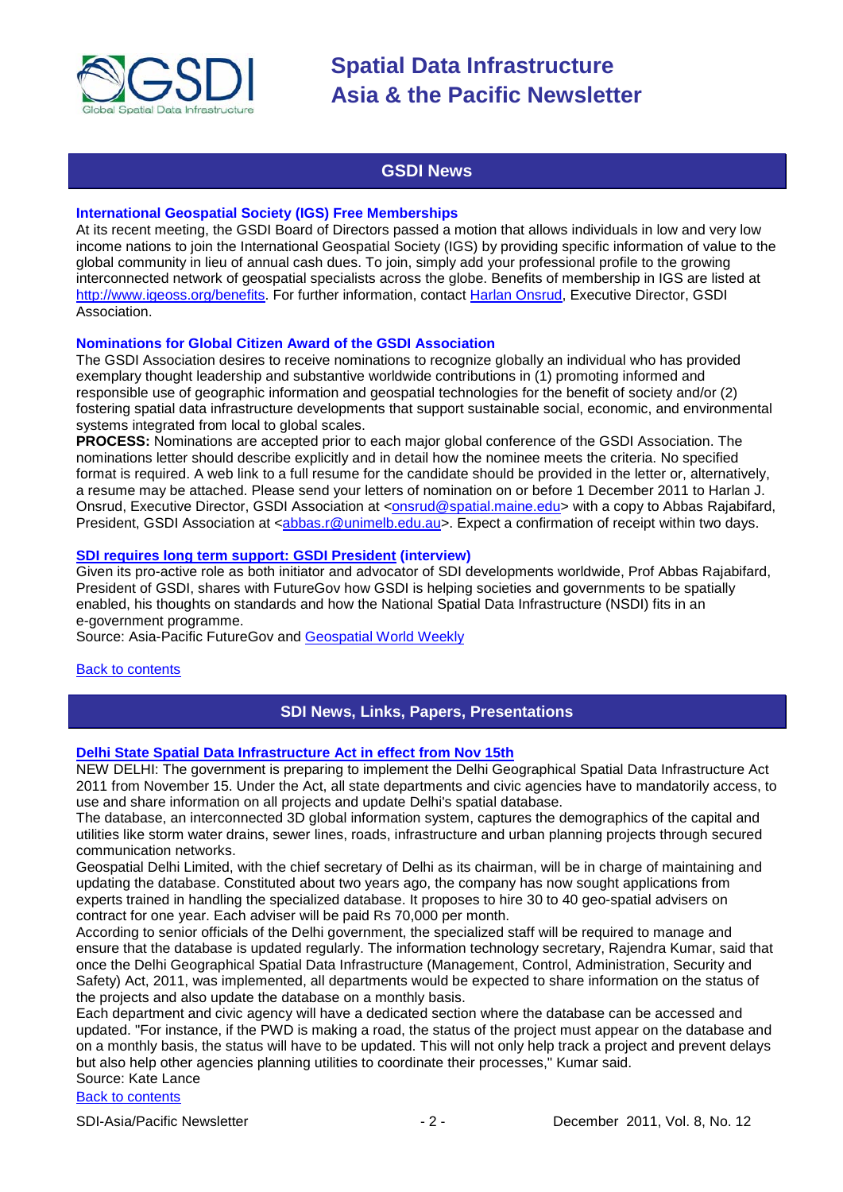## GSDI News

### International Geospatial Society (IGS) Free Memberships

At its recent meeting, the GSDI Board of Directors passed a motion that allows individuals in low and very low income nations to join the International Geospatial Society (IGS) by providing specific information of value to the global community in lieu of annual cash dues. To join, simply add your professional profile to the growing interconnected network of geospatial specialists across the globe. Benefits of membership in IGS are listed at http://www.igeoss.org/benefits. For further information, contact Harlan Onsrud, Executive Director, GSDI Association.

### Nominations for Global Citizen Award of the GSDI Association

The GSDI Association desires to receive nominations to recognize globally an individual who has provided exemplary thought leadership and substantive worldwide contributions in (1) promoting informed and responsible use of geographic information and geospatial technologies for the benefit of society and/or (2) fostering spatial data infrastructure developments that support sustainable social, economic, and environmental systems integrated from local to global scales.

**PROCESS:** Nominations are accepted prior to each major global conference of the GSDI Association. The nominations letter should describe explicitly and in detail how the nominee meets the criteria. No specified format is required. A web link to a full resume for the candidate should be provided in the letter or, alternatively, a resume may be attached. Please send your letters of nomination on or before 1 December 2011 to Harlan J. Onsrud, Executive Director, GSDI Association at <onsrud@spatial.maine.edu> with a copy to Abbas Rajabifard, President, GSDI Association at <abbas.r@unimelb.edu.au>. Expect a confirmation of receipt within two days.

### SDI requires long term support: GSDI President (interview)

Given its pro-active role as both initiator and advocator of SDI developments worldwide, Prof Abbas Rajabifard, President of GSDI, shares with FutureGov how GSDI is helping societies and governments to be spatially enabled, his thoughts on standards and how the National Spatial Data Infrastructure (NSDI) fits in an e-government programme.

Source: Asia-Pacific FutureGov and Geospatial World Weekly

Back to contents

## SDI News, Links, Papers, Presentations

### Delhi State Spatial Data Infrastructure Act in effect from Nov 15th

NEW DELHI: The government is preparing to implement the Delhi Geographical Spatial Data Infrastructure Act 2011 from November 15. Under the Act, all state departments and civic agencies have to mandatorily access, to use and share information on all projects and update Delhi's spatial database.

The database, an interconnected 3D global information system, captures the demographics of the capital and utilities like storm water drains, sewer lines, roads, infrastructure and urban planning projects through secured communication networks.

Geospatial Delhi Limited, with the chief secretary of Delhi as its chairman, will be in charge of maintaining and updating the database. Constituted about two years ago, the company has now sought applications from experts trained in handling the specialized database. It proposes to hire 30 to 40 geo-spatial advisers on contract for one year. Each adviser will be paid Rs 70,000 per month.

According to senior officials of the Delhi government, the specialized staff will be required to manage and ensure that the database is updated regularly. The information technology secretary, Rajendra Kumar, said that once the Delhi Geographical Spatial Data Infrastructure (Management, Control, Administration, Security and Safety) Act, 2011, was implemented, all departments would be expected to share information on the status of the projects and also update the database on a monthly basis.

Each department and civic agency will have a dedicated section where the database can be accessed and updated. "For instance, if the PWD is making a road, the status of the project must appear on the database and on a monthly basis, the status will have to be updated. This will not only help track a project and prevent delays but also help other agencies planning utilities to coordinate their processes," Kumar said.

Source: Kate Lance

Back to contents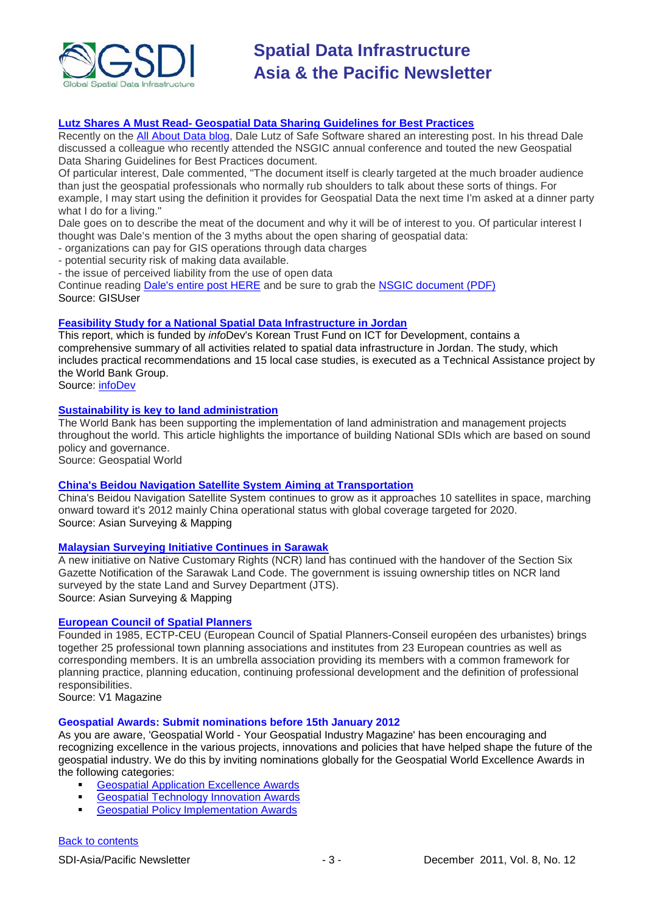### [Lutz Shares A Must Read- Geospatial Data Sharing Guidelines for Best Practices]

Recently on the [All About Data blog], Dale Lutz of Safe Software shared an interesting post. In his thread Dale discussed a colleague who recently attended the NSGIC annual conference and touted the new Geospatial Data Sharing Guidelines for Best Practices document.

Of particular interest, Dale commented, "The document itself is clearly targeted at the much broader audience than just the geospatial professionals who normally rub shoulders to talk about these sorts of things. For example, I may start using the definition it provides for Geospatial Data the next time I'm asked at a dinner party what I do for a living."

Dale goes on to describe the meat of the document and why it will be of interest to you. Of particular interest I thought was Dale's mention of the 3 myths about the open sharing of geospatial data:

- organizations can pay for GIS operations through data charges
- potential security risk of making data available.
- the issue of perceived liability from the use of open data

Continue reading [Dale's entire post HERE] and be sure to grab the [NSGIC document (PDF)]

Source: GISUser

### [Feasibility Study for a National Spatial Data Infrastructure in Jordan]

This report, which is funded by *info*Dev's Korean Trust Fund on ICT for Development, contains a comprehensive summary of all activities related to spatial data infrastructure in Jordan. The study, which includes practical recommendations and 15 local case studies, is executed as a Technical Assistance project by the World Bank Group.

Source: [infoDev]

### [Sustainability is key to land administration]

The World Bank has been supporting the implementation of land administration and management projects throughout the world. This article highlights the importance of building National SDIs which are based on sound policy and governance.

Source: Geospatial World

### [China's Beidou Navigation Satellite System Aiming at Transportation]

China's Beidou Navigation Satellite System continues to grow as it approaches 10 satellites in space, marching onward toward it's 2012 mainly China operational status with global coverage targeted for 2020.

Source: Asian Surveying & Mapping

### [Malaysian Surveying Initiative Continues in Sarawak]

A new initiative on Native Customary Rights (NCR) land has continued with the handover of the Section Six Gazette Notification of the Sarawak Land Code. The government is issuing ownership titles on NCR land surveyed by the state Land and Survey Department (JTS).

Source: Asian Surveying & Mapping

### [European Council of Spatial Planners]

Founded in 1985, ECTP-CEU (European Council of Spatial Planners-Conseil européen des urbanistes) brings together 25 professional town planning associations and institutes from 23 European countries as well as corresponding members. It is an umbrella association providing its members with a common framework for planning practice, planning education, continuing professional development and the definition of professional responsibilities.

Source: V1 Magazine

### Geospatial Awards: Submit nominations before 15th January 2012

As you are aware, 'Geospatial World - Your Geospatial Industry Magazine' has been encouraging and recognizing excellence in the various projects, innovations and policies that have helped shape the future of the geospatial industry. We do this by inviting nominations globally for the Geospatial World Excellence Awards in the following categories:

- [Geospatial Application Excellence Awards]
- [Geospatial Technology Innovation Awards]
- [Geospatial Policy Implementation Awards]

[Back to contents]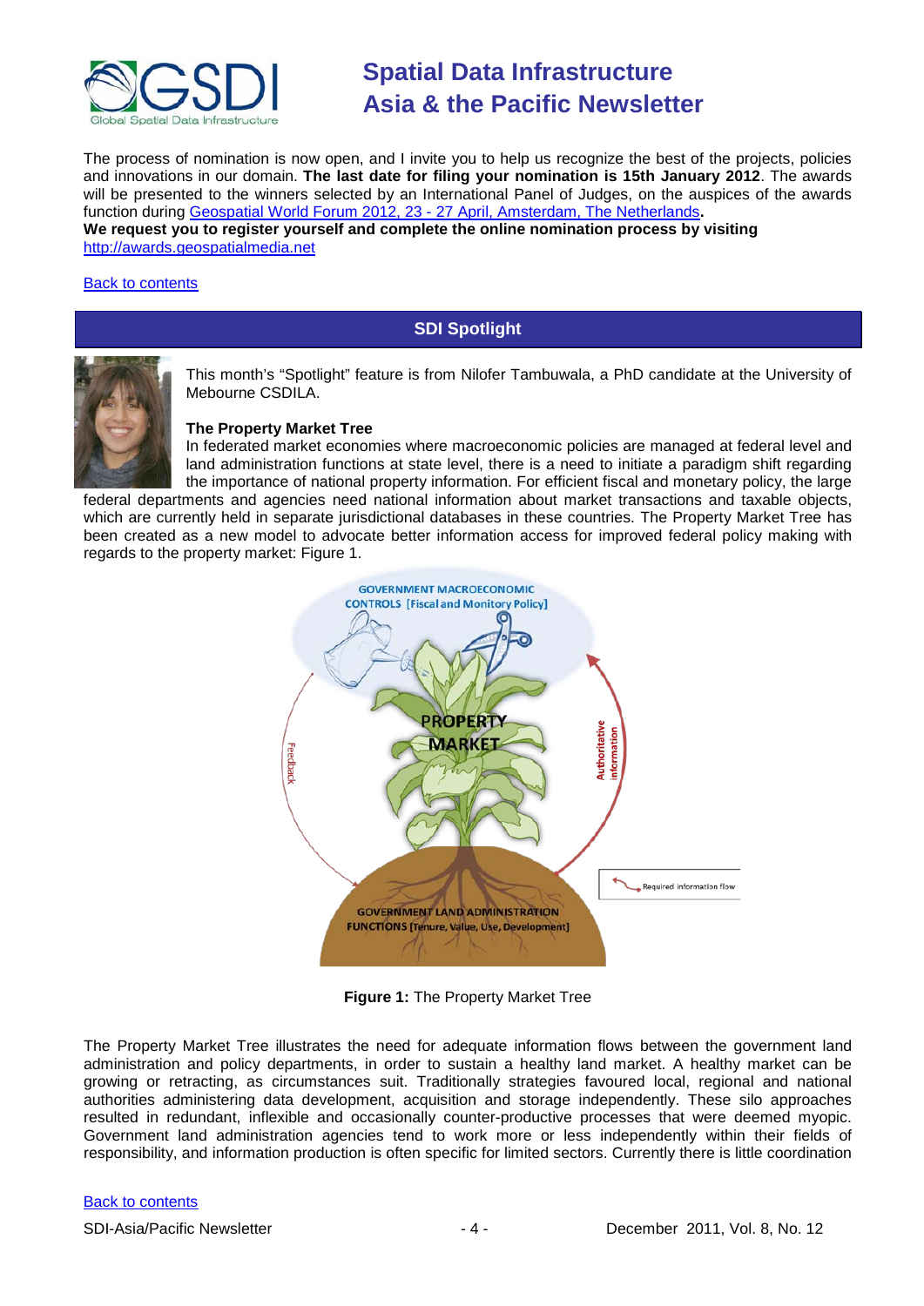The process of nomination is now open, and I invite you to help us recognize the best of the projects, policies and innovations in our domain. **The last date for filing your nomination is 15th January 2012**. The awards will be presented to the winners selected by an International Panel of Judges, on the auspices of the awards function during [Geospatial World Forum 2012, 23 - 27 April, Amsterdam, The Netherlands](#)**.**

**We request you to register yourself and complete the online nomination process by visiting** [http://awards.geospatialmedia.net](http://awards.geospatialmedia.net)

[Back to contents](#)

## SDI Spotlight

This month's "Spotlight" feature is from Nilofer Tambuwala, a PhD candidate at the University of Mebourne CSDILA.

### The Property Market Tree

In federated market economies where macroeconomic policies are managed at federal level and land administration functions at state level, there is a need to initiate a paradigm shift regarding the importance of national property information. For efficient fiscal and monetary policy, the large federal departments and agencies need national information about market transactions and taxable objects, which are currently held in separate jurisdictional databases in these countries. The Property Market Tree has been created as a new model to advocate better information access for improved federal policy making with regards to the property market: Figure 1.

**Figure 1:** The Property Market Tree

The Property Market Tree illustrates the need for adequate information flows between the government land administration and policy departments, in order to sustain a healthy land market. A healthy market can be growing or retracting, as circumstances suit. Traditionally strategies favoured local, regional and national authorities administering data development, acquisition and storage independently. These silo approaches resulted in redundant, inflexible and occasionally counter-productive processes that were deemed myopic. Government land administration agencies tend to work more or less independently within their fields of responsibility, and information production is often specific for limited sectors. Currently there is little coordination

[Back to contents](#)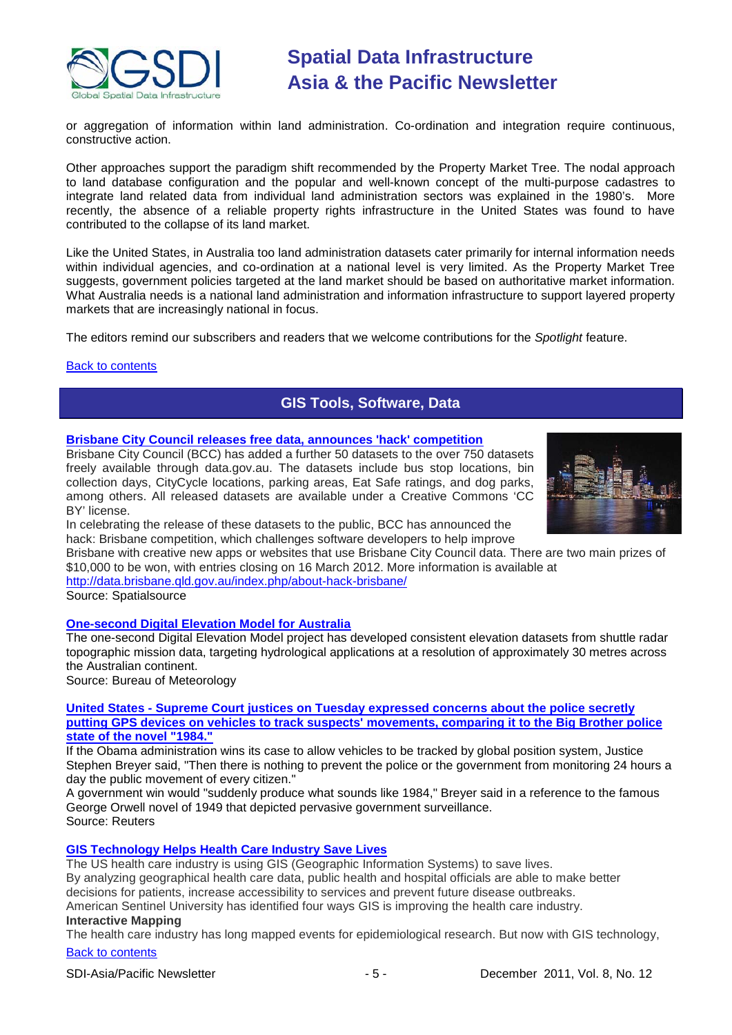or aggregation of information within land administration. Co-ordination and integration require continuous, constructive action.

Other approaches support the paradigm shift recommended by the Property Market Tree. The nodal approach to land database configuration and the popular and well-known concept of the multi-purpose cadastres to integrate land related data from individual land administration sectors was explained in the 1980's. More recently, the absence of a reliable property rights infrastructure in the United States was found to have contributed to the collapse of its land market.

Like the United States, in Australia too land administration datasets cater primarily for internal information needs within individual agencies, and co-ordination at a national level is very limited. As the Property Market Tree suggests, government policies targeted at the land market should be based on authoritative market information. What Australia needs is a national land administration and information infrastructure to support layered property markets that are increasingly national in focus.

The editors remind our subscribers and readers that we welcome contributions for the *Spotlight* feature.

Back to contents

## GIS Tools, Software, Data

**Brisbane City Council releases free data, announces 'hack' competition**

Brisbane City Council (BCC) has added a further 50 datasets to the over 750 datasets freely available through data.gov.au. The datasets include bus stop locations, bin collection days, CityCycle locations, parking areas, Eat Safe ratings, and dog parks, among others. All released datasets are available under a Creative Commons 'CC BY' license.

In celebrating the release of these datasets to the public, BCC has announced the hack: Brisbane competition, which challenges software developers to help improve Brisbane with creative new apps or websites that use Brisbane City Council data. There are two main prizes of $10,000 to be won, with entries closing on 16 March 2012. More information is available at http://data.brisbane.qld.gov.au/index.php/about-hack-brisbane/

Source: Spatialsource

**One-second Digital Elevation Model for Australia**

The one-second Digital Elevation Model project has developed consistent elevation datasets from shuttle radar topographic mission data, targeting hydrological applications at a resolution of approximately 30 metres across the Australian continent.

Source: Bureau of Meteorology

**United States - Supreme Court justices on Tuesday expressed concerns about the police secretly putting GPS devices on vehicles to track suspects' movements, comparing it to the Big Brother police state of the novel "1984."**

If the Obama administration wins its case to allow vehicles to be tracked by global position system, Justice Stephen Breyer said, "Then there is nothing to prevent the police or the government from monitoring 24 hours a day the public movement of every citizen."

A government win would "suddenly produce what sounds like 1984," Breyer said in a reference to the famous George Orwell novel of 1949 that depicted pervasive government surveillance.

Source: Reuters

**GIS Technology Helps Health Care Industry Save Lives**

The US health care industry is using GIS (Geographic Information Systems) to save lives.

By analyzing geographical health care data, public health and hospital officials are able to make better decisions for patients, increase accessibility to services and prevent future disease outbreaks.

American Sentinel University has identified four ways GIS is improving the health care industry.

**Interactive Mapping**

The health care industry has long mapped events for epidemiological research. But now with GIS technology,

Back to contents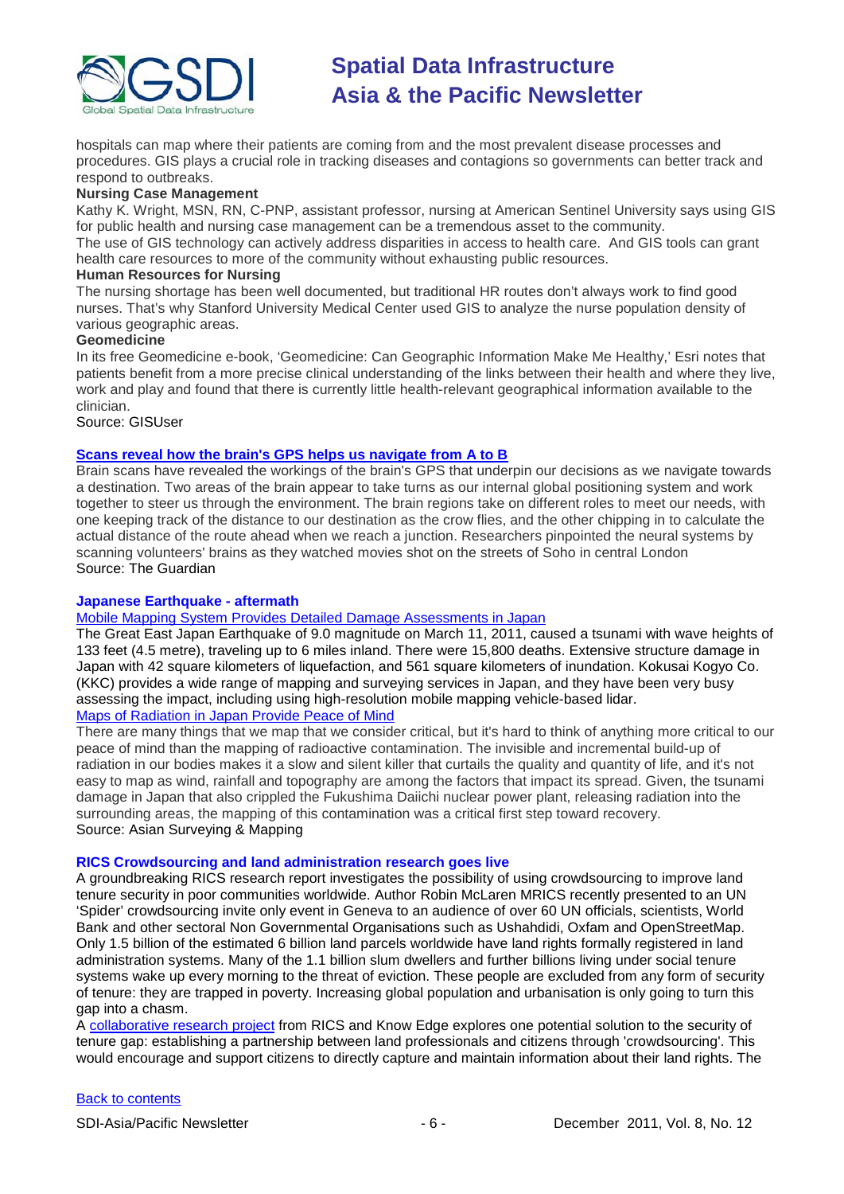hospitals can map where their patients are coming from and the most prevalent disease processes and procedures. GIS plays a crucial role in tracking diseases and contagions so governments can better track and respond to outbreaks.

**Nursing Case Management**

Kathy K. Wright, MSN, RN, C-PNP, assistant professor, nursing at American Sentinel University says using GIS for public health and nursing case management can be a tremendous asset to the community.

The use of GIS technology can actively address disparities in access to health care. And GIS tools can grant health care resources to more of the community without exhausting public resources.

**Human Resources for Nursing**

The nursing shortage has been well documented, but traditional HR routes don't always work to find good nurses. That's why Stanford University Medical Center used GIS to analyze the nurse population density of various geographic areas.

**Geomedicine**

In its free Geomedicine e-book, 'Geomedicine: Can Geographic Information Make Me Healthy,' Esri notes that patients benefit from a more precise clinical understanding of the links between their health and where they live, work and play and found that there is currently little health-relevant geographical information available to the clinician.

Source: GISUser

### Scans reveal how the brain's GPS helps us navigate from A to B

Brain scans have revealed the workings of the brain's GPS that underpin our decisions as we navigate towards a destination. Two areas of the brain appear to take turns as our internal global positioning system and work together to steer us through the environment. The brain regions take on different roles to meet our needs, with one keeping track of the distance to our destination as the crow flies, and the other chipping in to calculate the actual distance of the route ahead when we reach a junction. Researchers pinpointed the neural systems by scanning volunteers' brains as they watched movies shot on the streets of Soho in central London

Source: The Guardian

### Japanese Earthquake - aftermath

Mobile Mapping System Provides Detailed Damage Assessments in Japan

The Great East Japan Earthquake of 9.0 magnitude on March 11, 2011, caused a tsunami with wave heights of 133 feet (4.5 metre), traveling up to 6 miles inland. There were 15,800 deaths. Extensive structure damage in Japan with 42 square kilometers of liquefaction, and 561 square kilometers of inundation. Kokusai Kogyo Co. (KKC) provides a wide range of mapping and surveying services in Japan, and they have been very busy assessing the impact, including using high-resolution mobile mapping vehicle-based lidar.

Maps of Radiation in Japan Provide Peace of Mind

There are many things that we map that we consider critical, but it's hard to think of anything more critical to our peace of mind than the mapping of radioactive contamination. The invisible and incremental build-up of radiation in our bodies makes it a slow and silent killer that curtails the quality and quantity of life, and it's not easy to map as wind, rainfall and topography are among the factors that impact its spread. Given, the tsunami damage in Japan that also crippled the Fukushima Daiichi nuclear power plant, releasing radiation into the surrounding areas, the mapping of this contamination was a critical first step toward recovery.

Source: Asian Surveying & Mapping

### RICS Crowdsourcing and land administration research goes live

A groundbreaking RICS research report investigates the possibility of using crowdsourcing to improve land tenure security in poor communities worldwide. Author Robin McLaren MRICS recently presented to an UN 'Spider' crowdsourcing invite only event in Geneva to an audience of over 60 UN officials, scientists, World Bank and other sectoral Non Governmental Organisations such as Ushahdidi, Oxfam and OpenStreetMap. Only 1.5 billion of the estimated 6 billion land parcels worldwide have land rights formally registered in land administration systems. Many of the 1.1 billion slum dwellers and further billions living under social tenure systems wake up every morning to the threat of eviction. These people are excluded from any form of security of tenure: they are trapped in poverty. Increasing global population and urbanisation is only going to turn this gap into a chasm.

A collaborative research project from RICS and Know Edge explores one potential solution to the security of tenure gap: establishing a partnership between land professionals and citizens through 'crowdsourcing'. This would encourage and support citizens to directly capture and maintain information about their land rights. The

Back to contents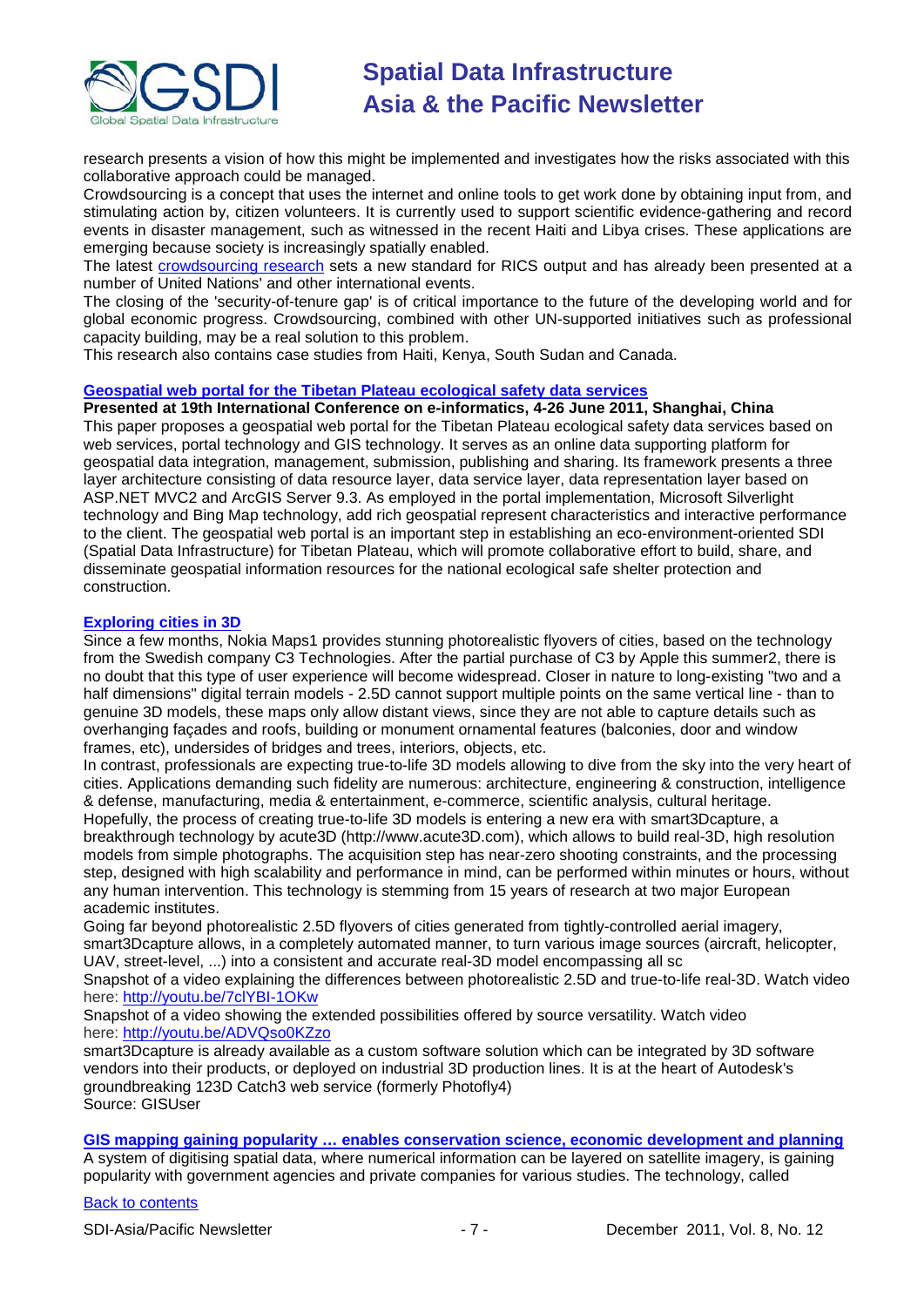research presents a vision of how this might be implemented and investigates how the risks associated with this collaborative approach could be managed.

Crowdsourcing is a concept that uses the internet and online tools to get work done by obtaining input from, and stimulating action by, citizen volunteers. It is currently used to support scientific evidence-gathering and record events in disaster management, such as witnessed in the recent Haiti and Libya crises. These applications are emerging because society is increasingly spatially enabled.

The latest crowdsourcing research sets a new standard for RICS output and has already been presented at a number of United Nations' and other international events.

The closing of the 'security-of-tenure gap' is of critical importance to the future of the developing world and for global economic progress. Crowdsourcing, combined with other UN-supported initiatives such as professional capacity building, may be a real solution to this problem.

This research also contains case studies from Haiti, Kenya, South Sudan and Canada.

### Geospatial web portal for the Tibetan Plateau ecological safety data services

**Presented at 19th International Conference on e-informatics, 4-26 June 2011, Shanghai, China**

This paper proposes a geospatial web portal for the Tibetan Plateau ecological safety data services based on web services, portal technology and GIS technology. It serves as an online data supporting platform for geospatial data integration, management, submission, publishing and sharing. Its framework presents a three layer architecture consisting of data resource layer, data service layer, data representation layer based on ASP.NET MVC2 and ArcGIS Server 9.3. As employed in the portal implementation, Microsoft Silverlight technology and Bing Map technology, add rich geospatial represent characteristics and interactive performance to the client. The geospatial web portal is an important step in establishing an eco-environment-oriented SDI (Spatial Data Infrastructure) for Tibetan Plateau, which will promote collaborative effort to build, share, and disseminate geospatial information resources for the national ecological safe shelter protection and construction.

### Exploring cities in 3D

Since a few months, Nokia Maps1 provides stunning photorealistic flyovers of cities, based on the technology from the Swedish company C3 Technologies. After the partial purchase of C3 by Apple this summer2, there is no doubt that this type of user experience will become widespread. Closer in nature to long-existing "two and a half dimensions" digital terrain models - 2.5D cannot support multiple points on the same vertical line - than to genuine 3D models, these maps only allow distant views, since they are not able to capture details such as overhanging façades and roofs, building or monument ornamental features (balconies, door and window frames, etc), undersides of bridges and trees, interiors, objects, etc.

In contrast, professionals are expecting true-to-life 3D models allowing to dive from the sky into the very heart of cities. Applications demanding such fidelity are numerous: architecture, engineering & construction, intelligence & defense, manufacturing, media & entertainment, e-commerce, scientific analysis, cultural heritage.

Hopefully, the process of creating true-to-life 3D models is entering a new era with smart3Dcapture, a breakthrough technology by acute3D (http://www.acute3D.com), which allows to build real-3D, high resolution models from simple photographs. The acquisition step has near-zero shooting constraints, and the processing step, designed with high scalability and performance in mind, can be performed within minutes or hours, without any human intervention. This technology is stemming from 15 years of research at two major European academic institutes.

Going far beyond photorealistic 2.5D flyovers of cities generated from tightly-controlled aerial imagery, smart3Dcapture allows, in a completely automated manner, to turn various image sources (aircraft, helicopter, UAV, street-level, ...) into a consistent and accurate real-3D model encompassing all sc

Snapshot of a video explaining the differences between photorealistic 2.5D and true-to-life real-3D. Watch video here: http://youtu.be/7clYBI-1OKw

Snapshot of a video showing the extended possibilities offered by source versatility. Watch video here: http://youtu.be/ADVQso0KZzo

smart3Dcapture is already available as a custom software solution which can be integrated by 3D software vendors into their products, or deployed on industrial 3D production lines. It is at the heart of Autodesk's groundbreaking 123D Catch3 web service (formerly Photofly4)

Source: GISUser

### GIS mapping gaining popularity … enables conservation science, economic development and planning

A system of digitising spatial data, where numerical information can be layered on satellite imagery, is gaining popularity with government agencies and private companies for various studies. The technology, called

Back to contents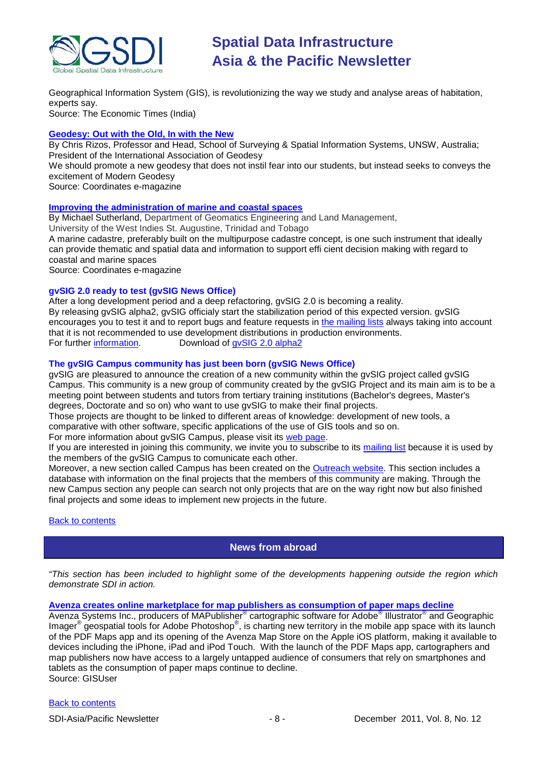Geographical Information System (GIS), is revolutionizing the way we study and analyse areas of habitation, experts say.
Source: The Economic Times (India)

**Geodesy: Out with the Old, In with the New**
By Chris Rizos, Professor and Head, School of Surveying & Spatial Information Systems, UNSW, Australia; President of the International Association of Geodesy
We should promote a new geodesy that does not instil fear into our students, but instead seeks to conveys the excitement of Modern Geodesy
Source: Coordinates e-magazine

**Improving the administration of marine and coastal spaces**
By Michael Sutherland, Department of Geomatics Engineering and Land Management, University of the West Indies St. Augustine, Trinidad and Tobago
A marine cadastre, preferably built on the multipurpose cadastre concept, is one such instrument that ideally can provide thematic and spatial data and information to support effi cient decision making with regard to coastal and marine spaces
Source: Coordinates e-magazine

**gvSIG 2.0 ready to test (gvSIG News Office)**
After a long development period and a deep refactoring, gvSIG 2.0 is becoming a reality.
By releasing gvSIG alpha2, gvSIG officialy start the stabilization period of this expected version. gvSIG encourages you to test it and to report bugs and feature requests in the mailing lists always taking into account that it is not recommended to use development distributions in production environments.
For further information. Download of gvSIG 2.0 alpha2

**The gvSIG Campus community has just been born (gvSIG News Office)**
gvSIG are pleasured to announce the creation of a new community within the gvSIG project called gvSIG Campus. This community is a new group of community created by the gvSIG Project and its main aim is to be a meeting point between students and tutors from tertiary training institutions (Bachelor's degrees, Master's degrees, Doctorate and so on) who want to use gvSIG to make their final projects.
Those projects are thought to be linked to different areas of knowledge: development of new tools, a comparative with other software, specific applications of the use of GIS tools and so on.
For more information about gvSIG Campus, please visit its web page.
If you are interested in joining this community, we invite you to subscribe to its mailing list because it is used by the members of the gvSIG Campus to comunicate each other.
Moreover, a new section called Campus has been created on the Outreach website. This section includes a database with information on the final projects that the members of this community are making. Through the new Campus section any people can search not only projects that are on the way right now but also finished final projects and some ideas to implement new projects in the future.

Back to contents

## News from abroad

*"This section has been included to highlight some of the developments happening outside the region which demonstrate SDI in action.*

**Avenza creates online marketplace for map publishers as consumption of paper maps decline**
Avenza Systems Inc., producers of MAPublisher® cartographic software for Adobe® Illustrator® and Geographic Imager® geospatial tools for Adobe Photoshop®, is charting new territory in the mobile app space with its launch of the PDF Maps app and its opening of the Avenza Map Store on the Apple iOS platform, making it available to devices including the iPhone, iPad and iPod Touch. With the launch of the PDF Maps app, cartographers and map publishers now have access to a largely untapped audience of consumers that rely on smartphones and tablets as the consumption of paper maps continue to decline.
Source: GISUser

Back to contents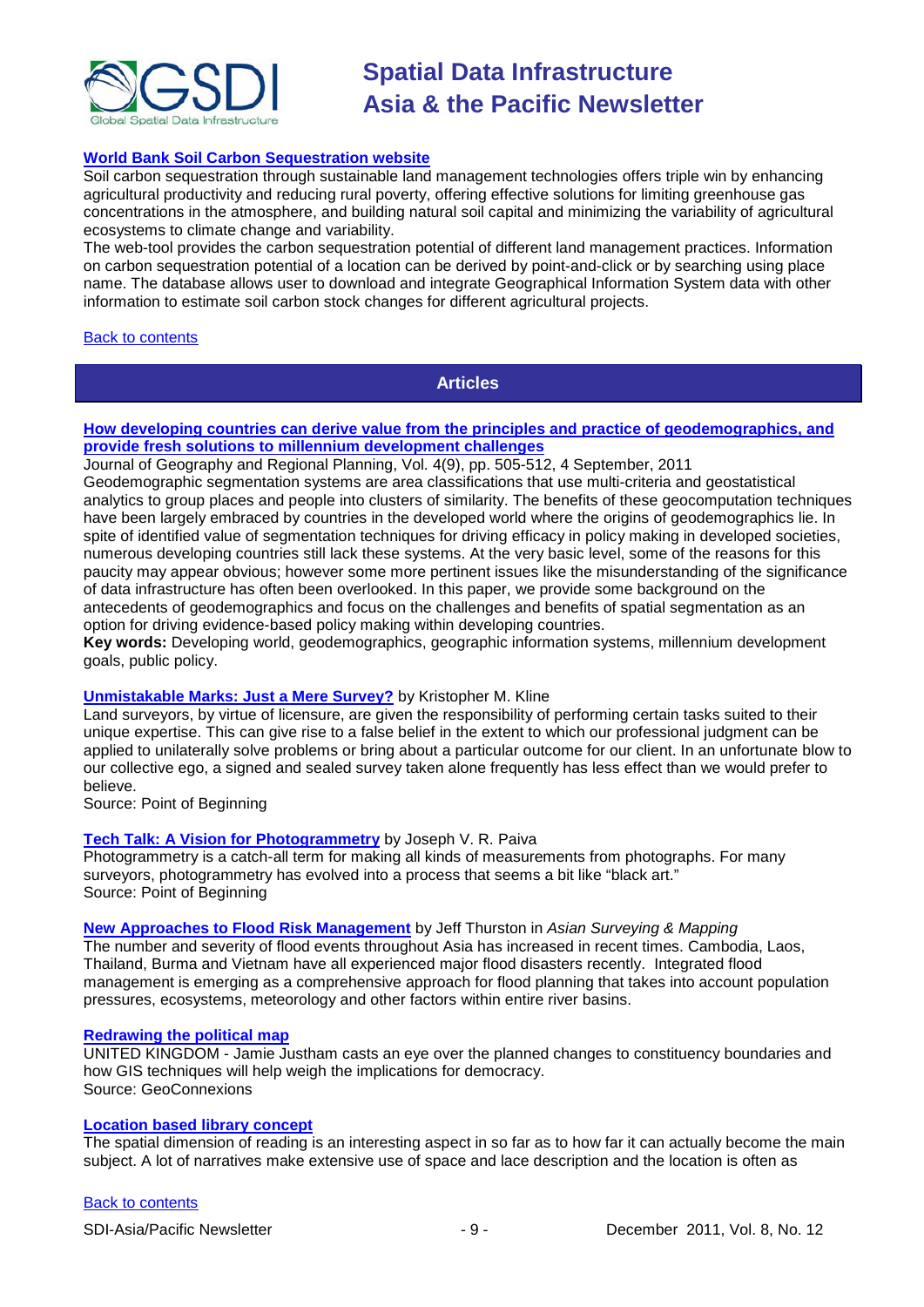**World Bank Soil Carbon Sequestration website**

Soil carbon sequestration through sustainable land management technologies offers triple win by enhancing agricultural productivity and reducing rural poverty, offering effective solutions for limiting greenhouse gas concentrations in the atmosphere, and building natural soil capital and minimizing the variability of agricultural ecosystems to climate change and variability.

The web-tool provides the carbon sequestration potential of different land management practices. Information on carbon sequestration potential of a location can be derived by point-and-click or by searching using place name. The database allows user to download and integrate Geographical Information System data with other information to estimate soil carbon stock changes for different agricultural projects.

Back to contents

## Articles

**How developing countries can derive value from the principles and practice of geodemographics, and provide fresh solutions to millennium development challenges**

Journal of Geography and Regional Planning, Vol. 4(9), pp. 505-512, 4 September, 2011

Geodemographic segmentation systems are area classifications that use multi-criteria and geostatistical analytics to group places and people into clusters of similarity. The benefits of these geocomputation techniques have been largely embraced by countries in the developed world where the origins of geodemographics lie. In spite of identified value of segmentation techniques for driving efficacy in policy making in developed societies, numerous developing countries still lack these systems. At the very basic level, some of the reasons for this paucity may appear obvious; however some more pertinent issues like the misunderstanding of the significance of data infrastructure has often been overlooked. In this paper, we provide some background on the antecedents of geodemographics and focus on the challenges and benefits of spatial segmentation as an option for driving evidence-based policy making within developing countries.

**Key words:** Developing world, geodemographics, geographic information systems, millennium development goals, public policy.

**Unmistakable Marks: Just a Mere Survey?** by Kristopher M. Kline

Land surveyors, by virtue of licensure, are given the responsibility of performing certain tasks suited to their unique expertise. This can give rise to a false belief in the extent to which our professional judgment can be applied to unilaterally solve problems or bring about a particular outcome for our client. In an unfortunate blow to our collective ego, a signed and sealed survey taken alone frequently has less effect than we would prefer to believe.

Source: Point of Beginning

**Tech Talk: A Vision for Photogrammetry** by Joseph V. R. Paiva

Photogrammetry is a catch-all term for making all kinds of measurements from photographs. For many surveyors, photogrammetry has evolved into a process that seems a bit like "black art."

Source: Point of Beginning

**New Approaches to Flood Risk Management** by Jeff Thurston in *Asian Surveying & Mapping*

The number and severity of flood events throughout Asia has increased in recent times. Cambodia, Laos, Thailand, Burma and Vietnam have all experienced major flood disasters recently. Integrated flood management is emerging as a comprehensive approach for flood planning that takes into account population pressures, ecosystems, meteorology and other factors within entire river basins.

**Redrawing the political map**

UNITED KINGDOM - Jamie Justham casts an eye over the planned changes to constituency boundaries and how GIS techniques will help weigh the implications for democracy.

Source: GeoConnexions

**Location based library concept**

The spatial dimension of reading is an interesting aspect in so far as to how far it can actually become the main subject. A lot of narratives make extensive use of space and lace description and the location is often as

Back to contents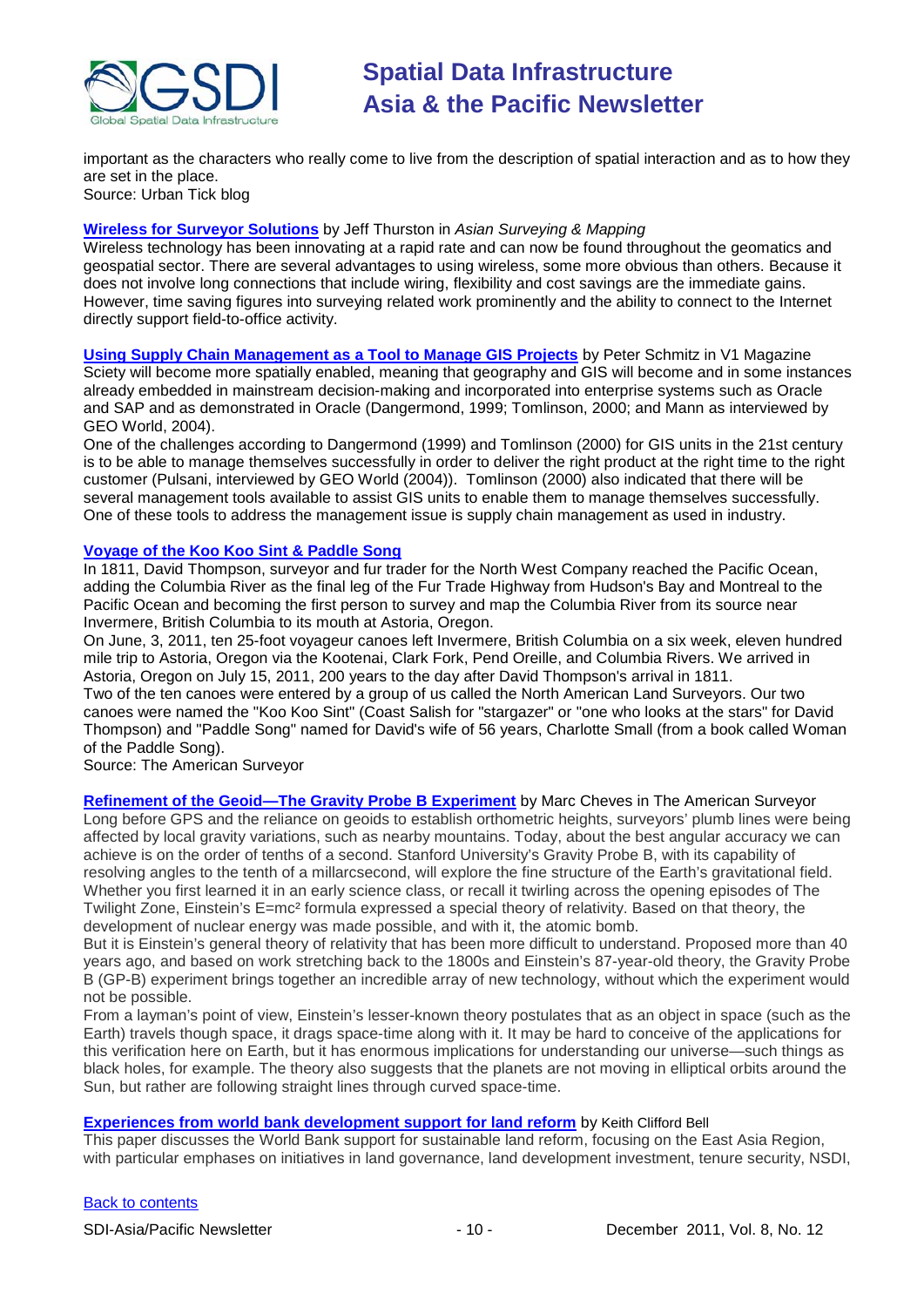important as the characters who really come to live from the description of spatial interaction and as to how they are set in the place.
Source: Urban Tick blog

**Wireless for Surveyor Solutions** by Jeff Thurston in *Asian Surveying & Mapping*
Wireless technology has been innovating at a rapid rate and can now be found throughout the geomatics and geospatial sector. There are several advantages to using wireless, some more obvious than others. Because it does not involve long connections that include wiring, flexibility and cost savings are the immediate gains. However, time saving figures into surveying related work prominently and the ability to connect to the Internet directly support field-to-office activity.

**Using Supply Chain Management as a Tool to Manage GIS Projects** by Peter Schmitz in V1 Magazine
Society will become more spatially enabled, meaning that geography and GIS will become and in some instances already embedded in mainstream decision-making and incorporated into enterprise systems such as Oracle and SAP and as demonstrated in Oracle (Dangermond, 1999; Tomlinson, 2000; and Mann as interviewed by GEO World, 2004).
One of the challenges according to Dangermond (1999) and Tomlinson (2000) for GIS units in the 21st century is to be able to manage themselves successfully in order to deliver the right product at the right time to the right customer (Pulsani, interviewed by GEO World (2004)). Tomlinson (2000) also indicated that there will be several management tools available to assist GIS units to enable them to manage themselves successfully. One of these tools to address the management issue is supply chain management as used in industry.

**Voyage of the Koo Koo Sint & Paddle Song**
In 1811, David Thompson, surveyor and fur trader for the North West Company reached the Pacific Ocean, adding the Columbia River as the final leg of the Fur Trade Highway from Hudson's Bay and Montreal to the Pacific Ocean and becoming the first person to survey and map the Columbia River from its source near Invermere, British Columbia to its mouth at Astoria, Oregon.
On June, 3, 2011, ten 25-foot voyageur canoes left Invermere, British Columbia on a six week, eleven hundred mile trip to Astoria, Oregon via the Kootenai, Clark Fork, Pend Oreille, and Columbia Rivers. We arrived in Astoria, Oregon on July 15, 2011, 200 years to the day after David Thompson's arrival in 1811.
Two of the ten canoes were entered by a group of us called the North American Land Surveyors. Our two canoes were named the "Koo Koo Sint" (Coast Salish for "stargazer" or "one who looks at the stars" for David Thompson) and "Paddle Song" named for David's wife of 56 years, Charlotte Small (from a book called Woman of the Paddle Song).
Source: The American Surveyor

**Refinement of the Geoid—The Gravity Probe B Experiment** by Marc Cheves in The American Surveyor
Long before GPS and the reliance on geoids to establish orthometric heights, surveyors' plumb lines were being affected by local gravity variations, such as nearby mountains. Today, about the best angular accuracy we can achieve is on the order of tenths of a second. Stanford University's Gravity Probe B, with its capability of resolving angles to the tenth of a millarcsecond, will explore the fine structure of the Earth's gravitational field. Whether you first learned it in an early science class, or recall it twirling across the opening episodes of The Twilight Zone, Einstein's $E=mc^2$ formula expressed a special theory of relativity. Based on that theory, the development of nuclear energy was made possible, and with it, the atomic bomb.
But it is Einstein's general theory of relativity that has been more difficult to understand. Proposed more than 40 years ago, and based on work stretching back to the 1800s and Einstein's 87-year-old theory, the Gravity Probe B (GP-B) experiment brings together an incredible array of new technology, without which the experiment would not be possible.
From a layman's point of view, Einstein's lesser-known theory postulates that as an object in space (such as the Earth) travels though space, it drags space-time along with it. It may be hard to conceive of the applications for this verification here on Earth, but it has enormous implications for understanding our universe—such things as black holes, for example. The theory also suggests that the planets are not moving in elliptical orbits around the Sun, but rather are following straight lines through curved space-time.

**Experiences from world bank development support for land reform** by Keith Clifford Bell
This paper discusses the World Bank support for sustainable land reform, focusing on the East Asia Region, with particular emphases on initiatives in land governance, land development investment, tenure security, NSDI,

Back to contents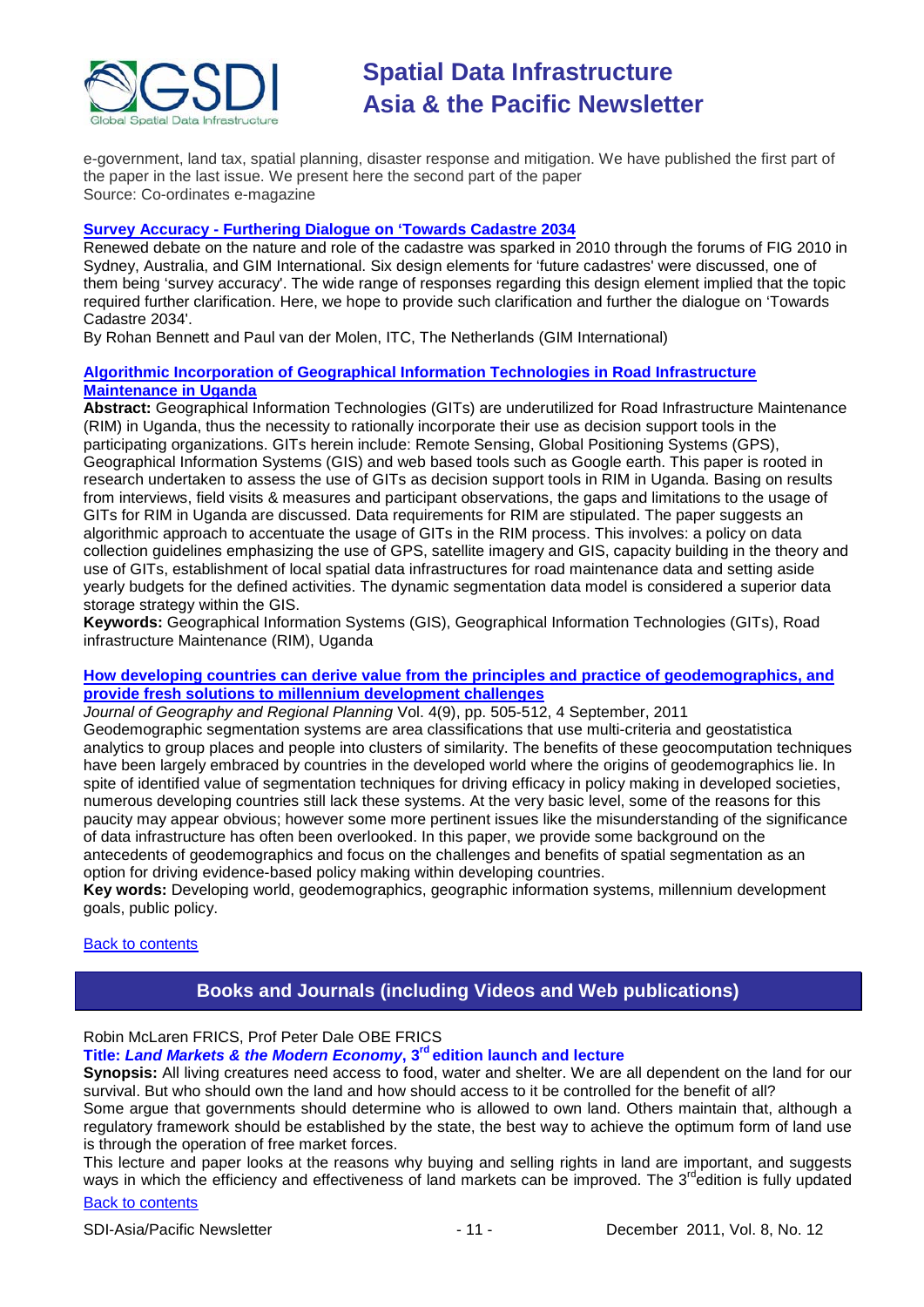e-government, land tax, spatial planning, disaster response and mitigation. We have published the first part of the paper in the last issue. We present here the second part of the paper
Source: Co-ordinates e-magazine

**Survey Accuracy - Furthering Dialogue on 'Towards Cadastre 2034**

Renewed debate on the nature and role of the cadastre was sparked in 2010 through the forums of FIG 2010 in Sydney, Australia, and GIM International. Six design elements for 'future cadastres' were discussed, one of them being 'survey accuracy'. The wide range of responses regarding this design element implied that the topic required further clarification. Here, we hope to provide such clarification and further the dialogue on 'Towards Cadastre 2034'.
By Rohan Bennett and Paul van der Molen, ITC, The Netherlands (GIM International)

**Algorithmic Incorporation of Geographical Information Technologies in Road Infrastructure Maintenance in Uganda**

**Abstract:** Geographical Information Technologies (GITs) are underutilized for Road Infrastructure Maintenance (RIM) in Uganda, thus the necessity to rationally incorporate their use as decision support tools in the participating organizations. GITs herein include: Remote Sensing, Global Positioning Systems (GPS), Geographical Information Systems (GIS) and web based tools such as Google earth. This paper is rooted in research undertaken to assess the use of GITs as decision support tools in RIM in Uganda. Basing on results from interviews, field visits & measures and participant observations, the gaps and limitations to the usage of GITs for RIM in Uganda are discussed. Data requirements for RIM are stipulated. The paper suggests an algorithmic approach to accentuate the usage of GITs in the RIM process. This involves: a policy on data collection guidelines emphasizing the use of GPS, satellite imagery and GIS, capacity building in the theory and use of GITs, establishment of local spatial data infrastructures for road maintenance data and setting aside yearly budgets for the defined activities. The dynamic segmentation data model is considered a superior data storage strategy within the GIS.
**Keywords:** Geographical Information Systems (GIS), Geographical Information Technologies (GITs), Road infrastructure Maintenance (RIM), Uganda

**How developing countries can derive value from the principles and practice of geodemographics, and provide fresh solutions to millennium development challenges**

*Journal of Geography and Regional Planning* Vol. 4(9), pp. 505-512, 4 September, 2011
Geodemographic segmentation systems are area classifications that use multi-criteria and geostatistica analytics to group places and people into clusters of similarity. The benefits of these geocomputation techniques have been largely embraced by countries in the developed world where the origins of geodemographics lie. In spite of identified value of segmentation techniques for driving efficacy in policy making in developed societies, numerous developing countries still lack these systems. At the very basic level, some of the reasons for this paucity may appear obvious; however some more pertinent issues like the misunderstanding of the significance of data infrastructure has often been overlooked. In this paper, we provide some background on the antecedents of geodemographics and focus on the challenges and benefits of spatial segmentation as an option for driving evidence-based policy making within developing countries.
**Key words:** Developing world, geodemographics, geographic information systems, millennium development goals, public policy.

Back to contents

## Books and Journals (including Videos and Web publications)

Robin McLaren FRICS, Prof Peter Dale OBE FRICS
**Title: *Land Markets & the Modern Economy*, 3rd edition launch and lecture**
**Synopsis:** All living creatures need access to food, water and shelter. We are all dependent on the land for our survival. But who should own the land and how should access to it be controlled for the benefit of all?
Some argue that governments should determine who is allowed to own land. Others maintain that, although a regulatory framework should be established by the state, the best way to achieve the optimum form of land use is through the operation of free market forces.
This lecture and paper looks at the reasons why buying and selling rights in land are important, and suggests ways in which the efficiency and effectiveness of land markets can be improved. The 3rd edition is fully updated

Back to contents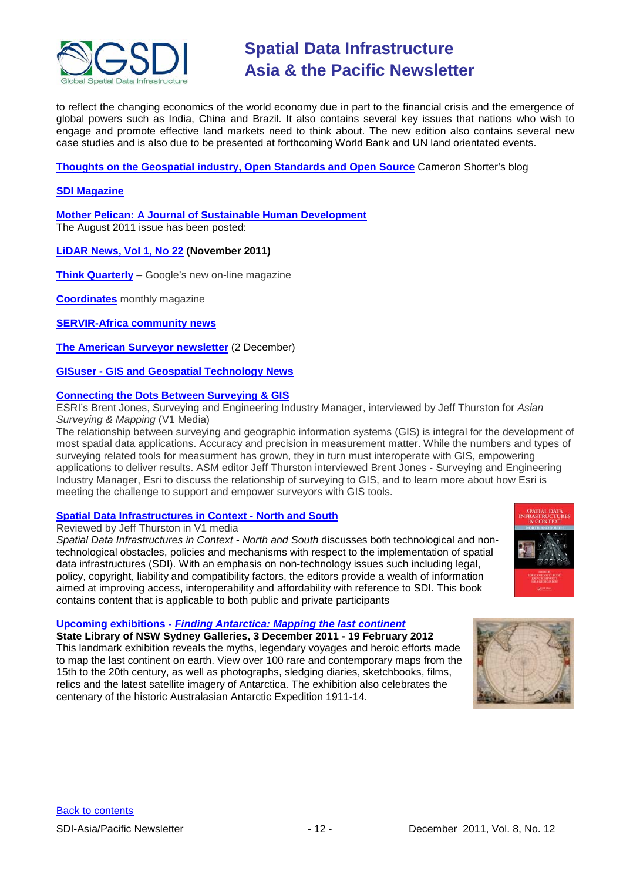to reflect the changing economics of the world economy due in part to the financial crisis and the emergence of global powers such as India, China and Brazil. It also contains several key issues that nations who wish to engage and promote effective land markets need to think about. The new edition also contains several new case studies and is also due to be presented at forthcoming World Bank and UN land orientated events.

**Thoughts on the Geospatial industry, Open Standards and Open Source** Cameron Shorter's blog

**SDI Magazine**

**Mother Pelican: A Journal of Sustainable Human Development**
The August 2011 issue has been posted:

**LiDAR News, Vol 1, No 22 (November 2011)**

**Think Quarterly** – Google's new on-line magazine

**Coordinates** monthly magazine

**SERVIR-Africa community news**

**The American Surveyor newsletter** (2 December)

**GISuser - GIS and Geospatial Technology News**

**Connecting the Dots Between Surveying & GIS**
ESRI's Brent Jones, Surveying and Engineering Industry Manager, interviewed by Jeff Thurston for *Asian Surveying & Mapping* (V1 Media)
The relationship between surveying and geographic information systems (GIS) is integral for the development of most spatial data applications. Accuracy and precision in measurement matter. While the numbers and types of surveying related tools for measurment has grown, they in turn must interoperate with GIS, empowering applications to deliver results. ASM editor Jeff Thurston interviewed Brent Jones - Surveying and Engineering Industry Manager, Esri to discuss the relationship of surveying to GIS, and to learn more about how Esri is meeting the challenge to support and empower surveyors with GIS tools.

**Spatial Data Infrastructures in Context - North and South**
Reviewed by Jeff Thurston in V1 media
*Spatial Data Infrastructures in Context - North and South* discusses both technological and non-technological obstacles, policies and mechanisms with respect to the implementation of spatial data infrastructures (SDI). With an emphasis on non-technology issues such including legal, policy, copyright, liability and compatibility factors, the editors provide a wealth of information aimed at improving access, interoperability and affordability with reference to SDI. This book contains content that is applicable to both public and private participants

**Upcoming exhibitions - *Finding Antarctica: Mapping the last continent***
**State Library of NSW Sydney Galleries, 3 December 2011 - 19 February 2012**
This landmark exhibition reveals the myths, legendary voyages and heroic efforts made to map the last continent on earth. View over 100 rare and contemporary maps from the 15th to the 20th century, as well as photographs, sledging diaries, sketchbooks, films, relics and the latest satellite imagery of Antarctica. The exhibition also celebrates the centenary of the historic Australasian Antarctic Expedition 1911-14.

Back to contents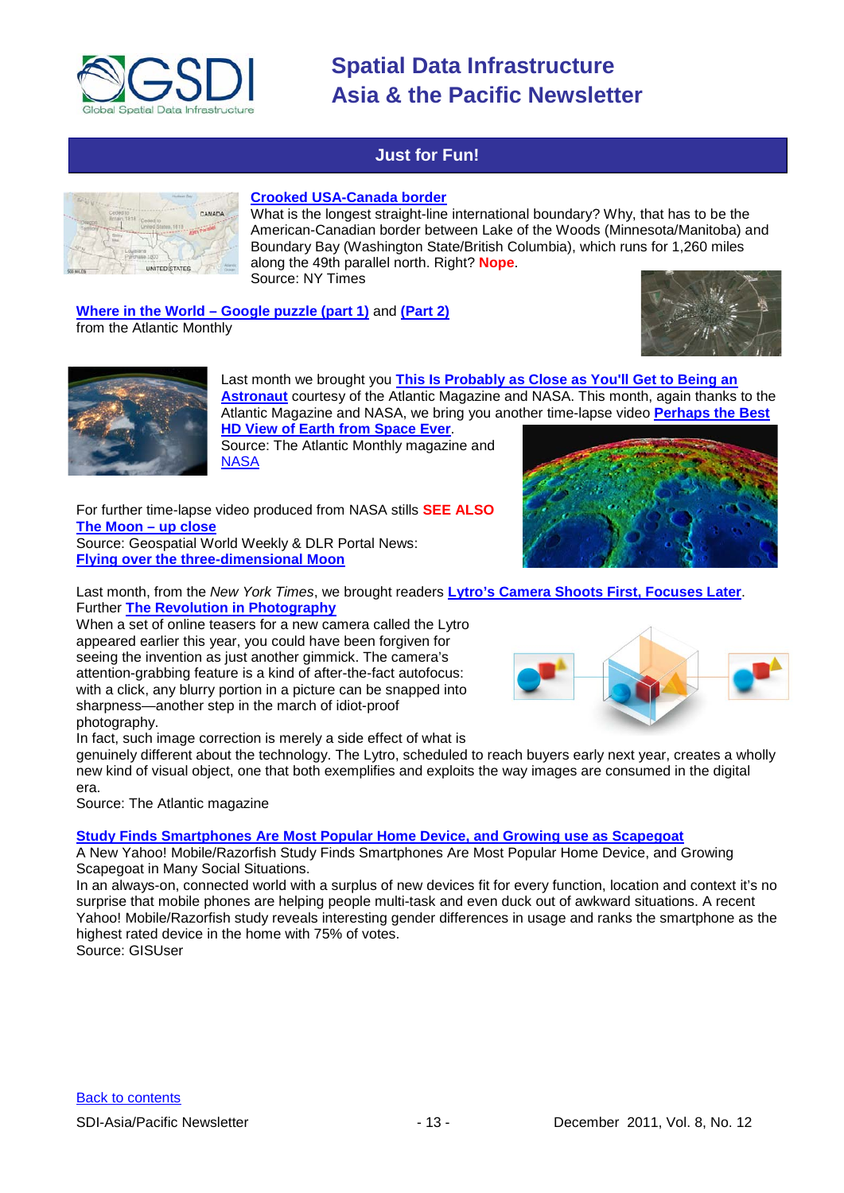## Just for Fun!

**Crooked USA-Canada border**
What is the longest straight-line international boundary? Why, that has to be the American-Canadian border between Lake of the Woods (Minnesota/Manitoba) and Boundary Bay (Washington State/British Columbia), which runs for 1,260 miles along the 49th parallel north. Right? **Nope**.
Source: NY Times

**Where in the World – Google puzzle (part 1)** and **(Part 2)**
from the Atlantic Monthly

Last month we brought you **This Is Probably as Close as You'll Get to Being an Astronaut** courtesy of the Atlantic Magazine and NASA. This month, again thanks to the Atlantic Magazine and NASA, we bring you another time-lapse video **Perhaps the Best HD View of Earth from Space Ever**.
Source: The Atlantic Monthly magazine and NASA

For further time-lapse video produced from NASA stills **SEE ALSO**
**The Moon – up close**
Source: Geospatial World Weekly & DLR Portal News:
**Flying over the three-dimensional Moon**

Last month, from the *New York Times*, we brought readers **Lytro's Camera Shoots First, Focuses Later**.
Further **The Revolution in Photography**
When a set of online teasers for a new camera called the Lytro appeared earlier this year, you could have been forgiven for seeing the invention as just another gimmick. The camera's attention-grabbing feature is a kind of after-the-fact autofocus: with a click, any blurry portion in a picture can be snapped into sharpness—another step in the march of idiot-proof photography.
In fact, such image correction is merely a side effect of what is genuinely different about the technology. The Lytro, scheduled to reach buyers early next year, creates a wholly new kind of visual object, one that both exemplifies and exploits the way images are consumed in the digital era.
Source: The Atlantic magazine

**Study Finds Smartphones Are Most Popular Home Device, and Growing use as Scapegoat**
A New Yahoo! Mobile/Razorfish Study Finds Smartphones Are Most Popular Home Device, and Growing Scapegoat in Many Social Situations.
In an always-on, connected world with a surplus of new devices fit for every function, location and context it's no surprise that mobile phones are helping people multi-task and even duck out of awkward situations. A recent Yahoo! Mobile/Razorfish study reveals interesting gender differences in usage and ranks the smartphone as the highest rated device in the home with 75% of votes.
Source: GISUser

Back to contents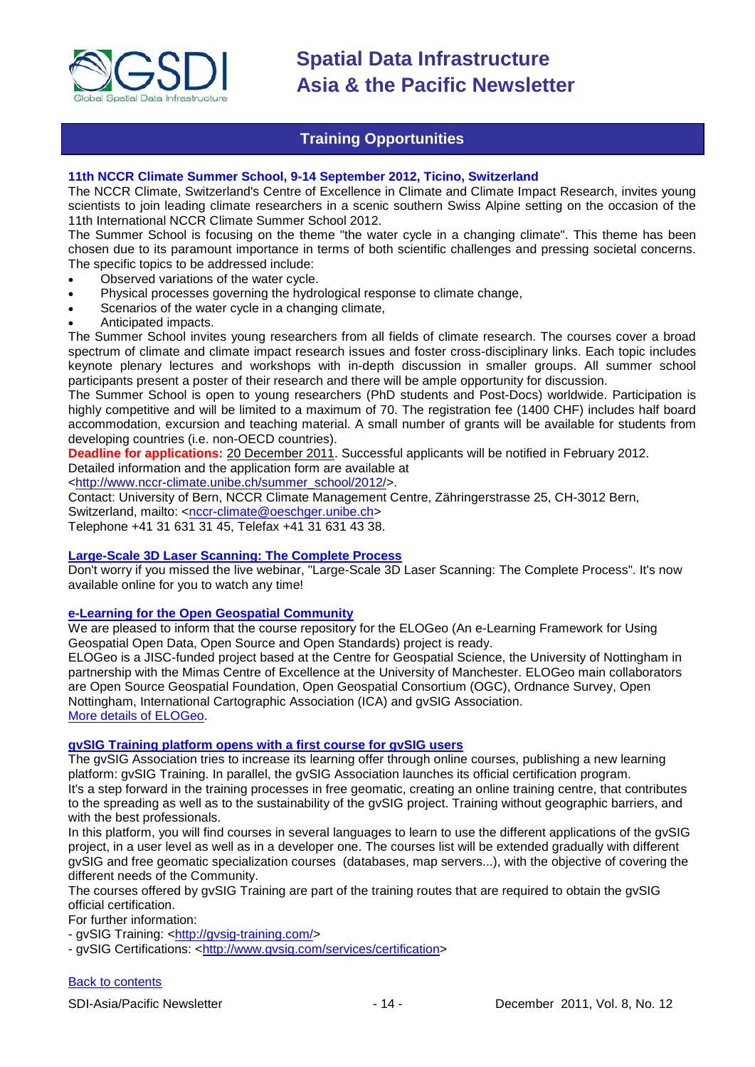## Training Opportunities

### 11th NCCR Climate Summer School, 9-14 September 2012, Ticino, Switzerland

The NCCR Climate, Switzerland's Centre of Excellence in Climate and Climate Impact Research, invites young scientists to join leading climate researchers in a scenic southern Swiss Alpine setting on the occasion of the 11th International NCCR Climate Summer School 2012.

The Summer School is focusing on the theme "the water cycle in a changing climate". This theme has been chosen due to its paramount importance in terms of both scientific challenges and pressing societal concerns. The specific topics to be addressed include:

- Observed variations of the water cycle.
- Physical processes governing the hydrological response to climate change,
- Scenarios of the water cycle in a changing climate,
- Anticipated impacts.

The Summer School invites young researchers from all fields of climate research. The courses cover a broad spectrum of climate and climate impact research issues and foster cross-disciplinary links. Each topic includes keynote plenary lectures and workshops with in-depth discussion in smaller groups. All summer school participants present a poster of their research and there will be ample opportunity for discussion.

The Summer School is open to young researchers (PhD students and Post-Docs) worldwide. Participation is highly competitive and will be limited to a maximum of 70. The registration fee (1400 CHF) includes half board accommodation, excursion and teaching material. A small number of grants will be available for students from developing countries (i.e. non-OECD countries).

**Deadline for applications:** 20 December 2011. Successful applicants will be notified in February 2012.
Detailed information and the application form are available at
<http://www.nccr-climate.unibe.ch/summer_school/2012/>.

Contact: University of Bern, NCCR Climate Management Centre, Zähringerstrasse 25, CH-3012 Bern, Switzerland, mailto: <nccr-climate@oeschger.unibe.ch>
Telephone +41 31 631 31 45, Telefax +41 31 631 43 38.

### Large-Scale 3D Laser Scanning: The Complete Process

Don't worry if you missed the live webinar, "Large-Scale 3D Laser Scanning: The Complete Process". It's now available online for you to watch any time!

### e-Learning for the Open Geospatial Community

We are pleased to inform that the course repository for the ELOGeo (An e-Learning Framework for Using Geospatial Open Data, Open Source and Open Standards) project is ready.
ELOGeo is a JISC-funded project based at the Centre for Geospatial Science, the University of Nottingham in partnership with the Mimas Centre of Excellence at the University of Manchester. ELOGeo main collaborators are Open Source Geospatial Foundation, Open Geospatial Consortium (OGC), Ordnance Survey, Open Nottingham, International Cartographic Association (ICA) and gvSIG Association.
More details of ELOGeo.

### gvSIG Training platform opens with a first course for gvSIG users

The gvSIG Association tries to increase its learning offer through online courses, publishing a new learning platform: gvSIG Training. In parallel, the gvSIG Association launches its official certification program.
It's a step forward in the training processes in free geomatic, creating an online training centre, that contributes to the spreading as well as to the sustainability of the gvSIG project. Training without geographic barriers, and with the best professionals.
In this platform, you will find courses in several languages to learn to use the different applications of the gvSIG project, in a user level as well as in a developer one. The courses list will be extended gradually with different gvSIG and free geomatic specialization courses (databases, map servers...), with the objective of covering the different needs of the Community.
The courses offered by gvSIG Training are part of the training routes that are required to obtain the gvSIG official certification.
For further information:
- gvSIG Training: <http://gvsig-training.com/>
- gvSIG Certifications: <http://www.gvsig.com/services/certification>

Back to contents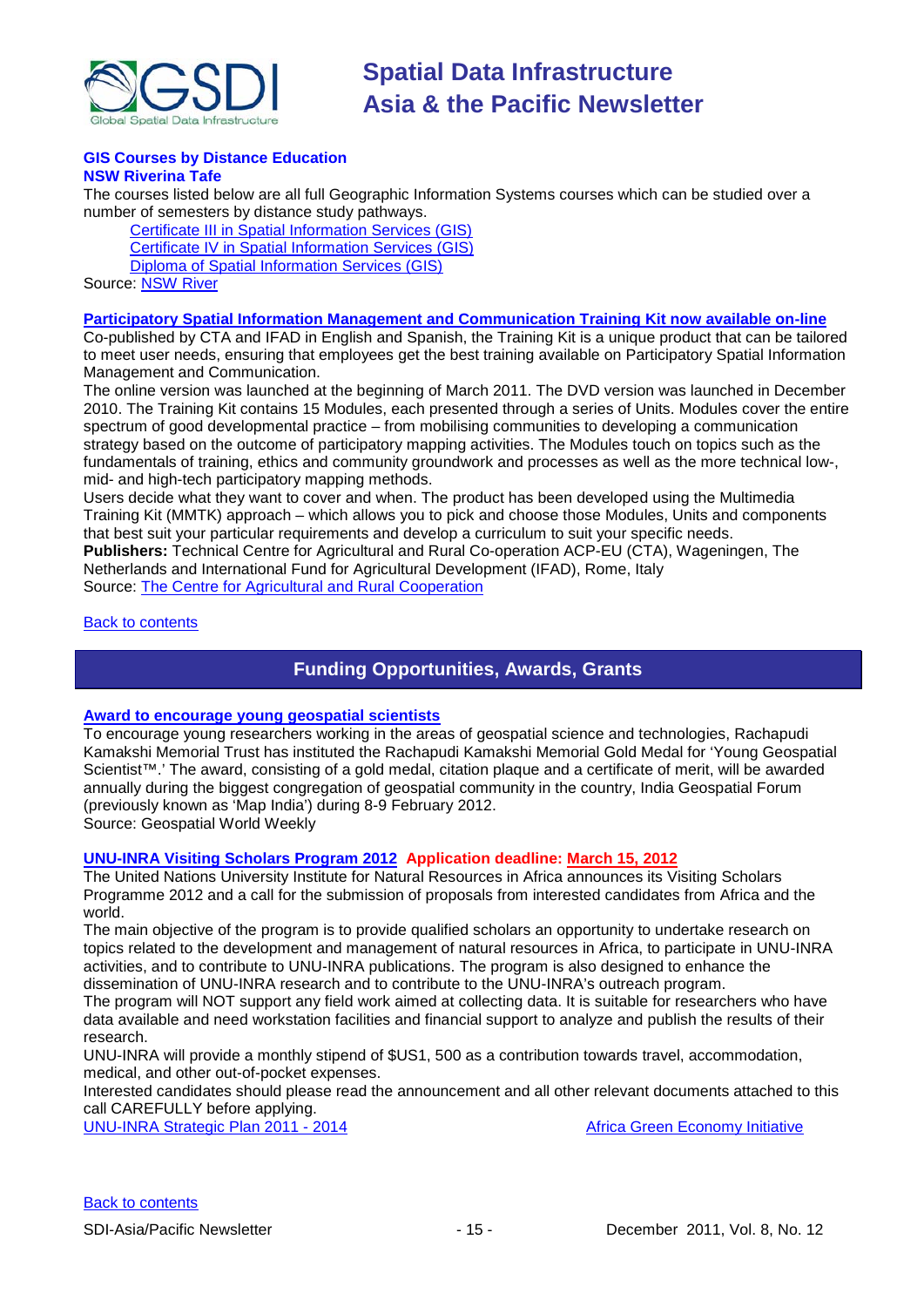### GIS Courses by Distance Education

**NSW Riverina Tafe**

The courses listed below are all full Geographic Information Systems courses which can be studied over a number of semesters by distance study pathways.

- Certificate III in Spatial Information Services (GIS)
- Certificate IV in Spatial Information Services (GIS)
- Diploma of Spatial Information Services (GIS)

Source: NSW River

### Participatory Spatial Information Management and Communication Training Kit now available on-line

Co-published by CTA and IFAD in English and Spanish, the Training Kit is a unique product that can be tailored to meet user needs, ensuring that employees get the best training available on Participatory Spatial Information Management and Communication.

The online version was launched at the beginning of March 2011. The DVD version was launched in December 2010. The Training Kit contains 15 Modules, each presented through a series of Units. Modules cover the entire spectrum of good developmental practice – from mobilising communities to developing a communication strategy based on the outcome of participatory mapping activities. The Modules touch on topics such as the fundamentals of training, ethics and community groundwork and processes as well as the more technical low-, mid- and high-tech participatory mapping methods.

Users decide what they want to cover and when. The product has been developed using the Multimedia Training Kit (MMTK) approach – which allows you to pick and choose those Modules, Units and components that best suit your particular requirements and develop a curriculum to suit your specific needs.

**Publishers:** Technical Centre for Agricultural and Rural Co-operation ACP-EU (CTA), Wageningen, The Netherlands and International Fund for Agricultural Development (IFAD), Rome, Italy

Source: The Centre for Agricultural and Rural Cooperation

Back to contents

## Funding Opportunities, Awards, Grants

### Award to encourage young geospatial scientists

To encourage young researchers working in the areas of geospatial science and technologies, Rachapudi Kamakshi Memorial Trust has instituted the Rachapudi Kamakshi Memorial Gold Medal for 'Young Geospatial Scientist™.' The award, consisting of a gold medal, citation plaque and a certificate of merit, will be awarded annually during the biggest congregation of geospatial community in the country, India Geospatial Forum (previously known as 'Map India') during 8-9 February 2012.

Source: Geospatial World Weekly

### UNU-INRA Visiting Scholars Program 2012 Application deadline: March 15, 2012

The United Nations University Institute for Natural Resources in Africa announces its Visiting Scholars Programme 2012 and a call for the submission of proposals from interested candidates from Africa and the world.

The main objective of the program is to provide qualified scholars an opportunity to undertake research on topics related to the development and management of natural resources in Africa, to participate in UNU-INRA activities, and to contribute to UNU-INRA publications. The program is also designed to enhance the dissemination of UNU-INRA research and to contribute to the UNU-INRA's outreach program.

The program will NOT support any field work aimed at collecting data. It is suitable for researchers who have data available and need workstation facilities and financial support to analyze and publish the results of their research.

UNU-INRA will provide a monthly stipend of $US1, 500 as a contribution towards travel, accommodation, medical, and other out-of-pocket expenses.

Interested candidates should please read the announcement and all other relevant documents attached to this call CAREFULLY before applying.

UNU-INRA Strategic Plan 2011 - 2014 | Africa Green Economy Initiative

Back to contents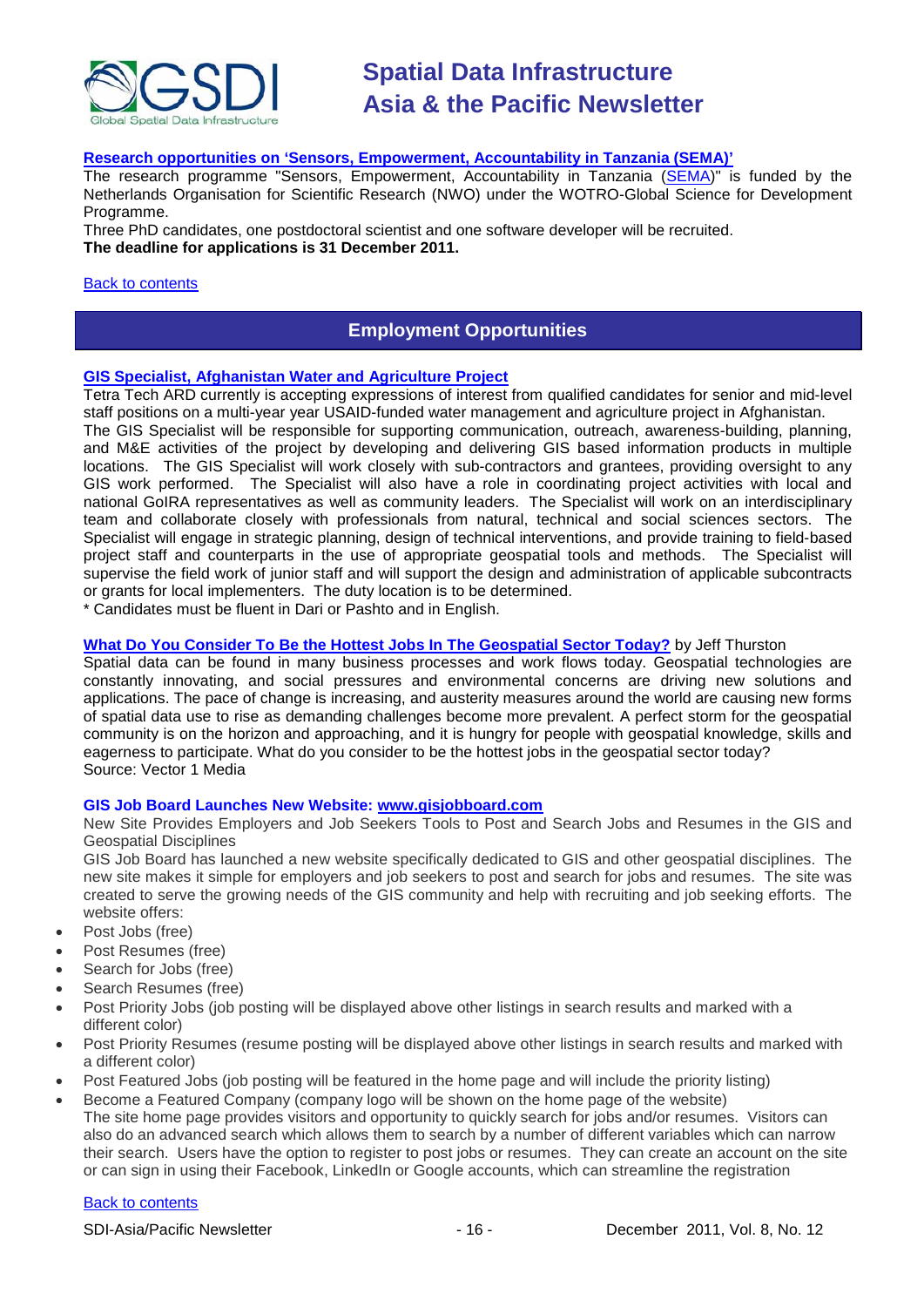**Research opportunities on 'Sensors, Empowerment, Accountability in Tanzania (SEMA)'**

The research programme "Sensors, Empowerment, Accountability in Tanzania (SEMA)" is funded by the Netherlands Organisation for Scientific Research (NWO) under the WOTRO-Global Science for Development Programme.

Three PhD candidates, one postdoctoral scientist and one software developer will be recruited.

**The deadline for applications is 31 December 2011.**

Back to contents

## Employment Opportunities

**GIS Specialist, Afghanistan Water and Agriculture Project**

Tetra Tech ARD currently is accepting expressions of interest from qualified candidates for senior and mid-level staff positions on a multi-year year USAID-funded water management and agriculture project in Afghanistan.

The GIS Specialist will be responsible for supporting communication, outreach, awareness-building, planning, and M&E activities of the project by developing and delivering GIS based information products in multiple locations. The GIS Specialist will work closely with sub-contractors and grantees, providing oversight to any GIS work performed. The Specialist will also have a role in coordinating project activities with local and national GoIRA representatives as well as community leaders. The Specialist will work on an interdisciplinary team and collaborate closely with professionals from natural, technical and social sciences sectors. The Specialist will engage in strategic planning, design of technical interventions, and provide training to field-based project staff and counterparts in the use of appropriate geospatial tools and methods. The Specialist will supervise the field work of junior staff and will support the design and administration of applicable subcontracts or grants for local implementers. The duty location is to be determined.

* Candidates must be fluent in Dari or Pashto and in English.

**What Do You Consider To Be the Hottest Jobs In The Geospatial Sector Today?** by Jeff Thurston

Spatial data can be found in many business processes and work flows today. Geospatial technologies are constantly innovating, and social pressures and environmental concerns are driving new solutions and applications. The pace of change is increasing, and austerity measures around the world are causing new forms of spatial data use to rise as demanding challenges become more prevalent. A perfect storm for the geospatial community is on the horizon and approaching, and it is hungry for people with geospatial knowledge, skills and eagerness to participate. What do you consider to be the hottest jobs in the geospatial sector today?

Source: Vector 1 Media

**GIS Job Board Launches New Website: www.gisjobboard.com**

New Site Provides Employers and Job Seekers Tools to Post and Search Jobs and Resumes in the GIS and Geospatial Disciplines

GIS Job Board has launched a new website specifically dedicated to GIS and other geospatial disciplines. The new site makes it simple for employers and job seekers to post and search for jobs and resumes. The site was created to serve the growing needs of the GIS community and help with recruiting and job seeking efforts. The website offers:

- Post Jobs (free)
- Post Resumes (free)
- Search for Jobs (free)
- Search Resumes (free)
- Post Priority Jobs (job posting will be displayed above other listings in search results and marked with a different color)
- Post Priority Resumes (resume posting will be displayed above other listings in search results and marked with a different color)
- Post Featured Jobs (job posting will be featured in the home page and will include the priority listing)
- Become a Featured Company (company logo will be shown on the home page of the website)

The site home page provides visitors and opportunity to quickly search for jobs and/or resumes. Visitors can also do an advanced search which allows them to search by a number of different variables which can narrow their search. Users have the option to register to post jobs or resumes. They can create an account on the site or can sign in using their Facebook, LinkedIn or Google accounts, which can streamline the registration

Back to contents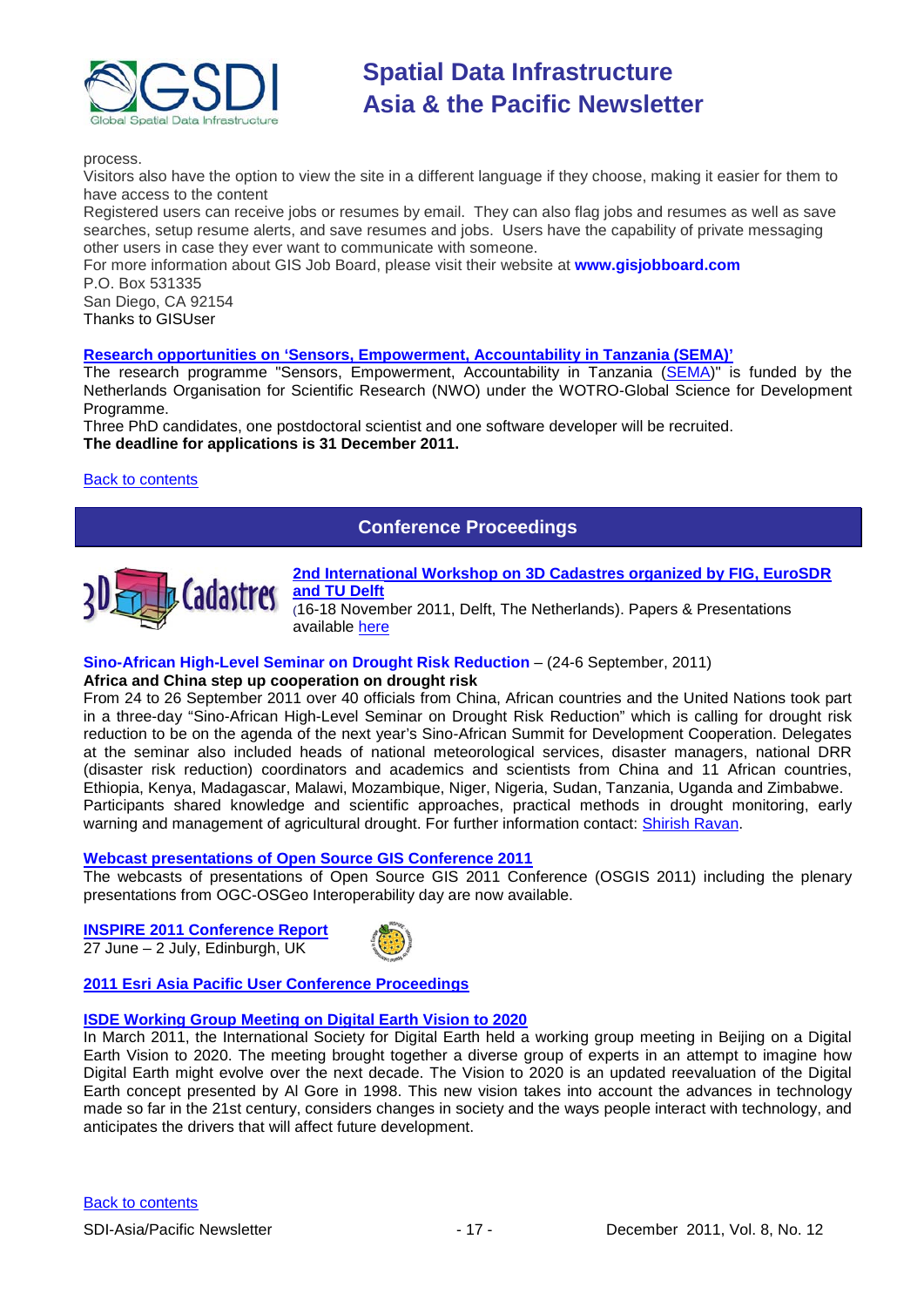process.

Visitors also have the option to view the site in a different language if they choose, making it easier for them to have access to the content

Registered users can receive jobs or resumes by email. They can also flag jobs and resumes as well as save searches, setup resume alerts, and save resumes and jobs. Users have the capability of private messaging other users in case they ever want to communicate with someone.

For more information about GIS Job Board, please visit their website at **www.gisjobboard.com**

P.O. Box 531335

San Diego, CA 92154

Thanks to GISUser

**Research opportunities on 'Sensors, Empowerment, Accountability in Tanzania (SEMA)'**

The research programme "Sensors, Empowerment, Accountability in Tanzania (SEMA)" is funded by the Netherlands Organisation for Scientific Research (NWO) under the WOTRO-Global Science for Development Programme.

Three PhD candidates, one postdoctoral scientist and one software developer will be recruited.

**The deadline for applications is 31 December 2011.**

Back to contents

## Conference Proceedings

**2nd International Workshop on 3D Cadastres organized by FIG, EuroSDR and TU Delft**

(16-18 November 2011, Delft, The Netherlands). Papers & Presentations available here

**Sino-African High-Level Seminar on Drought Risk Reduction** – (24-6 September, 2011)

**Africa and China step up cooperation on drought risk**

From 24 to 26 September 2011 over 40 officials from China, African countries and the United Nations took part in a three-day "Sino-African High-Level Seminar on Drought Risk Reduction" which is calling for drought risk reduction to be on the agenda of the next year's Sino-African Summit for Development Cooperation. Delegates at the seminar also included heads of national meteorological services, disaster managers, national DRR (disaster risk reduction) coordinators and academics and scientists from China and 11 African countries, Ethiopia, Kenya, Madagascar, Malawi, Mozambique, Niger, Nigeria, Sudan, Tanzania, Uganda and Zimbabwe. Participants shared knowledge and scientific approaches, practical methods in drought monitoring, early warning and management of agricultural drought. For further information contact: Shirish Ravan.

**Webcast presentations of Open Source GIS Conference 2011**

The webcasts of presentations of Open Source GIS 2011 Conference (OSGIS 2011) including the plenary presentations from OGC-OSGeo Interoperability day are now available.

**INSPIRE 2011 Conference Report**

27 June – 2 July, Edinburgh, UK

**2011 Esri Asia Pacific User Conference Proceedings**

**ISDE Working Group Meeting on Digital Earth Vision to 2020**

In March 2011, the International Society for Digital Earth held a working group meeting in Beijing on a Digital Earth Vision to 2020. The meeting brought together a diverse group of experts in an attempt to imagine how Digital Earth might evolve over the next decade. The Vision to 2020 is an updated reevaluation of the Digital Earth concept presented by Al Gore in 1998. This new vision takes into account the advances in technology made so far in the 21st century, considers changes in society and the ways people interact with technology, and anticipates the drivers that will affect future development.

Back to contents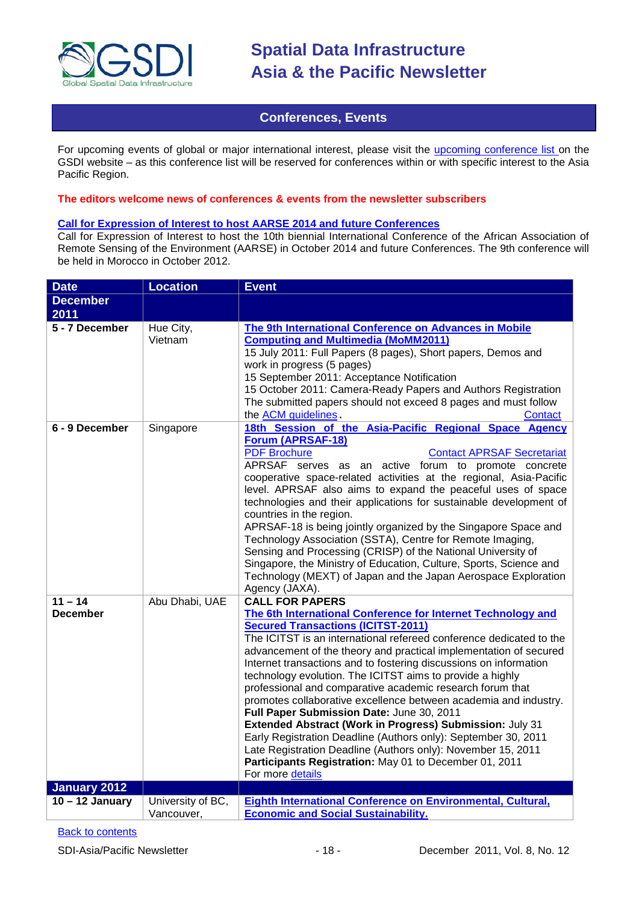## Conferences, Events

For upcoming events of global or major international interest, please visit the upcoming conference list on the GSDI website – as this conference list will be reserved for conferences within or with specific interest to the Asia Pacific Region.

**The editors welcome news of conferences & events from the newsletter subscribers**

**Call for Expression of Interest to host AARSE 2014 and future Conferences**

Call for Expression of Interest to host the 10th biennial International Conference of the African Association of Remote Sensing of the Environment (AARSE) in October 2014 and future Conferences. The 9th conference will be held in Morocco in October 2012.

| Date | Location | Event |
|---|---|---|
| **December 2011** | | |
| **5 - 7 December** | Hue City, Vietnam | **The 9th International Conference on Advances in Mobile Computing and Multimedia (MoMM2011)**<br>15 July 2011: Full Papers (8 pages), Short papers, Demos and work in progress (5 pages)<br>15 September 2011: Acceptance Notification<br>15 October 2011: Camera-Ready Papers and Authors Registration<br>The submitted papers should not exceed 8 pages and must follow the ACM guidelines. Contact |
| **6 - 9 December** | Singapore | **18th Session of the Asia-Pacific Regional Space Agency Forum (APRSAF-18)**<br>PDF Brochure Contact APRSAF Secretariat<br>APRSAF serves as an active forum to promote concrete cooperative space-related activities at the regional, Asia-Pacific level. APRSAF also aims to expand the peaceful uses of space technologies and their applications for sustainable development of countries in the region.<br>APRSAF-18 is being jointly organized by the Singapore Space and Technology Association (SSTA), Centre for Remote Imaging, Sensing and Processing (CRISP) of the National University of Singapore, the Ministry of Education, Culture, Sports, Science and Technology (MEXT) of Japan and the Japan Aerospace Exploration Agency (JAXA). |
| **11 – 14 December** | Abu Dhabi, UAE | **CALL FOR PAPERS**<br>**The 6th International Conference for Internet Technology and Secured Transactions (ICITST-2011)**<br>The ICITST is an international refereed conference dedicated to the advancement of the theory and practical implementation of secured Internet transactions and to fostering discussions on information technology evolution. The ICITST aims to provide a highly professional and comparative academic research forum that promotes collaborative excellence between academia and industry.<br>**Full Paper Submission Date:** June 30, 2011<br>**Extended Abstract (Work in Progress) Submission:** July 31<br>Early Registration Deadline (Authors only): September 30, 2011<br>Late Registration Deadline (Authors only): November 15, 2011<br>**Participants Registration:** May 01 to December 01, 2011<br>For more details |
| **January 2012** | | |
| **10 – 12 January** | University of BC, Vancouver, | **Eighth International Conference on Environmental, Cultural, Economic and Social Sustainability.** |

Back to contents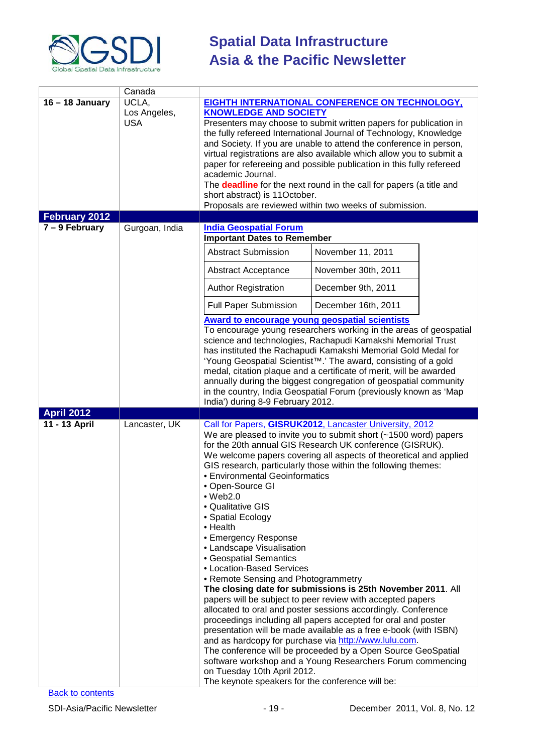| | | |
|---|---|---|
| | Canada | |
| **16 – 18 January** | UCLA, Los Angeles, USA | **EIGHTH INTERNATIONAL CONFERENCE ON TECHNOLOGY, KNOWLEDGE AND SOCIETY**<br>Presenters may choose to submit written papers for publication in the fully refereed International Journal of Technology, Knowledge and Society. If you are unable to attend the conference in person, virtual registrations are also available which allow you to submit a paper for refereeing and possible publication in this fully refereed academic Journal.<br>The **deadline** for the next round in the call for papers (a title and short abstract) is 11October.<br>Proposals are reviewed within two weeks of submission. |
| **February 2012** | | |
| **7 – 9 February** | Gurgoan, India | **India Geospatial Forum**<br>**Important Dates to Remember**<br>Abstract Submission: November 11, 2011<br>Abstract Acceptance: November 30th, 2011<br>Author Registration: December 9th, 2011<br>Full Paper Submission: December 16th, 2011<br>**Award to encourage young geospatial scientists**<br>To encourage young researchers working in the areas of geospatial science and technologies, Rachapudi Kamakshi Memorial Trust has instituted the Rachapudi Kamakshi Memorial Gold Medal for 'Young Geospatial Scientist™.' The award, consisting of a gold medal, citation plaque and a certificate of merit, will be awarded annually during the biggest congregation of geospatial community in the country, India Geospatial Forum (previously known as 'Map India') during 8-9 February 2012. |
| **April 2012** | | |
| **11 - 13 April** | Lancaster, UK | Call for Papers, **GISRUK2012**, Lancaster University, 2012<br>We are pleased to invite you to submit short (~1500 word) papers for the 20th annual GIS Research UK conference (GISRUK).<br>We welcome papers covering all aspects of theoretical and applied GIS research, particularly those within the following themes:<br>• Environmental Geoinformatics<br>• Open-Source GI<br>• Web2.0<br>• Qualitative GIS<br>• Spatial Ecology<br>• Health<br>• Emergency Response<br>• Landscape Visualisation<br>• Geospatial Semantics<br>• Location-Based Services<br>• Remote Sensing and Photogrammetry<br>**The closing date for submissions is 25th November 2011**. All papers will be subject to peer review with accepted papers allocated to oral and poster sessions accordingly. Conference proceedings including all papers accepted for oral and poster presentation will be made available as a free e-book (with ISBN) and as hardcopy for purchase via http://www.lulu.com.<br>The conference will be proceeded by a Open Source GeoSpatial software workshop and a Young Researchers Forum commencing on Tuesday 10th April 2012.<br>The keynote speakers for the conference will be: |

Back to contents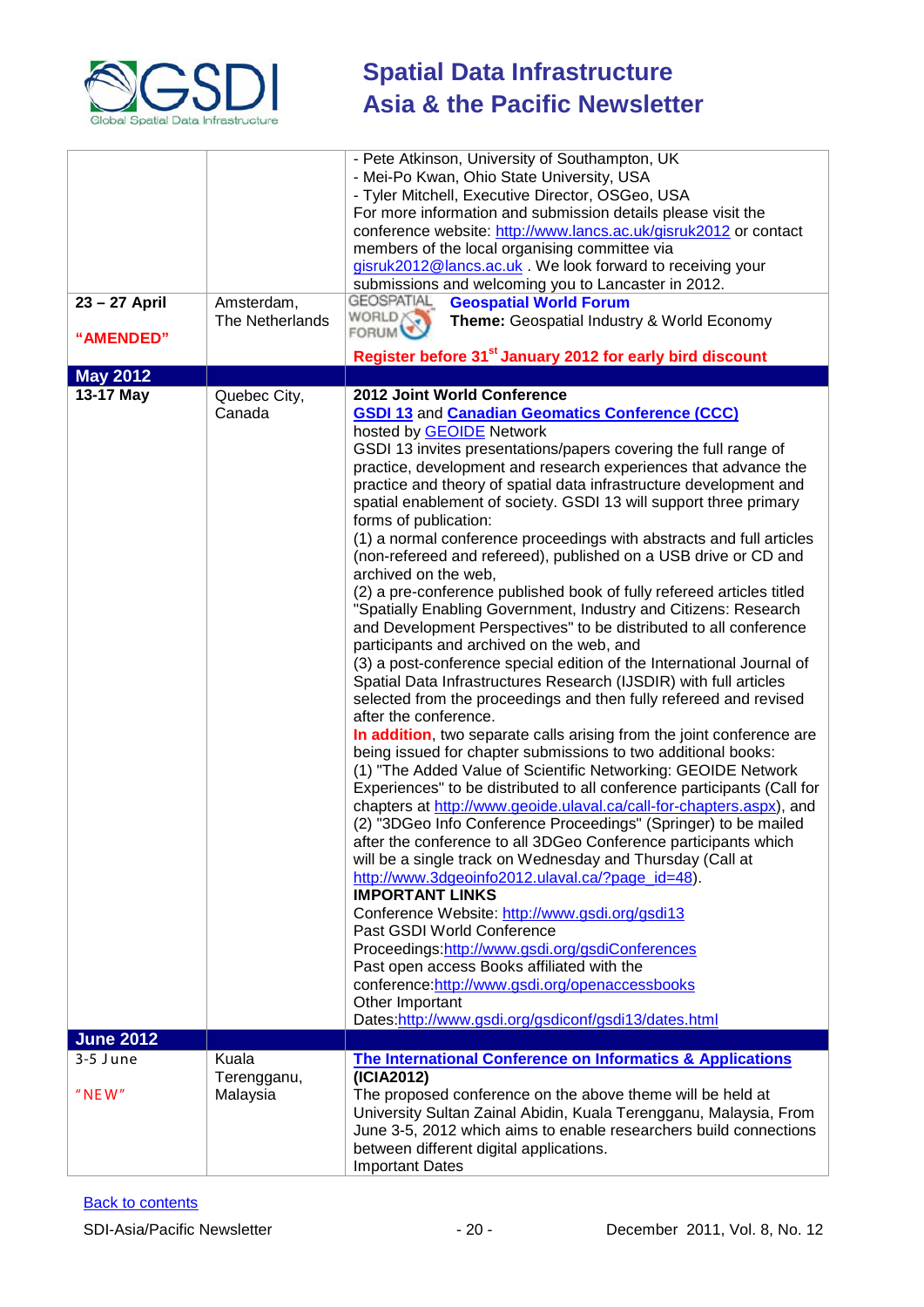| | | |
|---|---|---|
| | | - Pete Atkinson, University of Southampton, UK<br>- Mei-Po Kwan, Ohio State University, USA<br>- Tyler Mitchell, Executive Director, OSGeo, USA<br>For more information and submission details please visit the conference website: http://www.lancs.ac.uk/gisruk2012 or contact members of the local organising committee via gisruk2012@lancs.ac.uk . We look forward to receiving your submissions and welcoming you to Lancaster in 2012. |
| **23 – 27 April**<br><br>**"AMENDED"** | Amsterdam, The Netherlands | GEOSPATIAL WORLD FORUM **Geospatial World Forum**<br>**Theme:** Geospatial Industry & World Economy<br><br>**Register before 31st January 2012 for early bird discount** |
| **May 2012** | | |
| **13-17 May** | Quebec City, Canada | **2012 Joint World Conference**<br>**GSDI 13** and **Canadian Geomatics Conference (CCC)**<br>hosted by GEOIDE Network<br>GSDI 13 invites presentations/papers covering the full range of practice, development and research experiences that advance the practice and theory of spatial data infrastructure development and spatial enablement of society. GSDI 13 will support three primary forms of publication:<br>(1) a normal conference proceedings with abstracts and full articles (non-refereed and refereed), published on a USB drive or CD and archived on the web,<br>(2) a pre-conference published book of fully refereed articles titled "Spatially Enabling Government, Industry and Citizens: Research and Development Perspectives" to be distributed to all conference participants and archived on the web, and<br>(3) a post-conference special edition of the International Journal of Spatial Data Infrastructures Research (IJSDIR) with full articles selected from the proceedings and then fully refereed and revised after the conference.<br>**In addition**, two separate calls arising from the joint conference are being issued for chapter submissions to two additional books:<br>(1) "The Added Value of Scientific Networking: GEOIDE Network Experiences" to be distributed to all conference participants (Call for chapters at http://www.geoide.ulaval.ca/call-for-chapters.aspx), and<br>(2) "3DGeo Info Conference Proceedings" (Springer) to be mailed after the conference to all 3DGeo Conference participants which will be a single track on Wednesday and Thursday (Call at http://www.3dgeoinfo2012.ulaval.ca/?page_id=48).<br>**IMPORTANT LINKS**<br>Conference Website: http://www.gsdi.org/gsdi13<br>Past GSDI World Conference Proceedings:http://www.gsdi.org/gsdiConferences<br>Past open access Books affiliated with the conference:http://www.gsdi.org/openaccessbooks<br>Other Important Dates:http://www.gsdi.org/gsdiconf/gsdi13/dates.html |
| **June 2012** | | |
| 3-5 June<br><br>"NEW" | Kuala Terengganu, Malaysia | **The International Conference on Informatics & Applications (ICIA2012)**<br>The proposed conference on the above theme will be held at University Sultan Zainal Abidin, Kuala Terengganu, Malaysia, From June 3-5, 2012 which aims to enable researchers build connections between different digital applications.<br>Important Dates |

Back to contents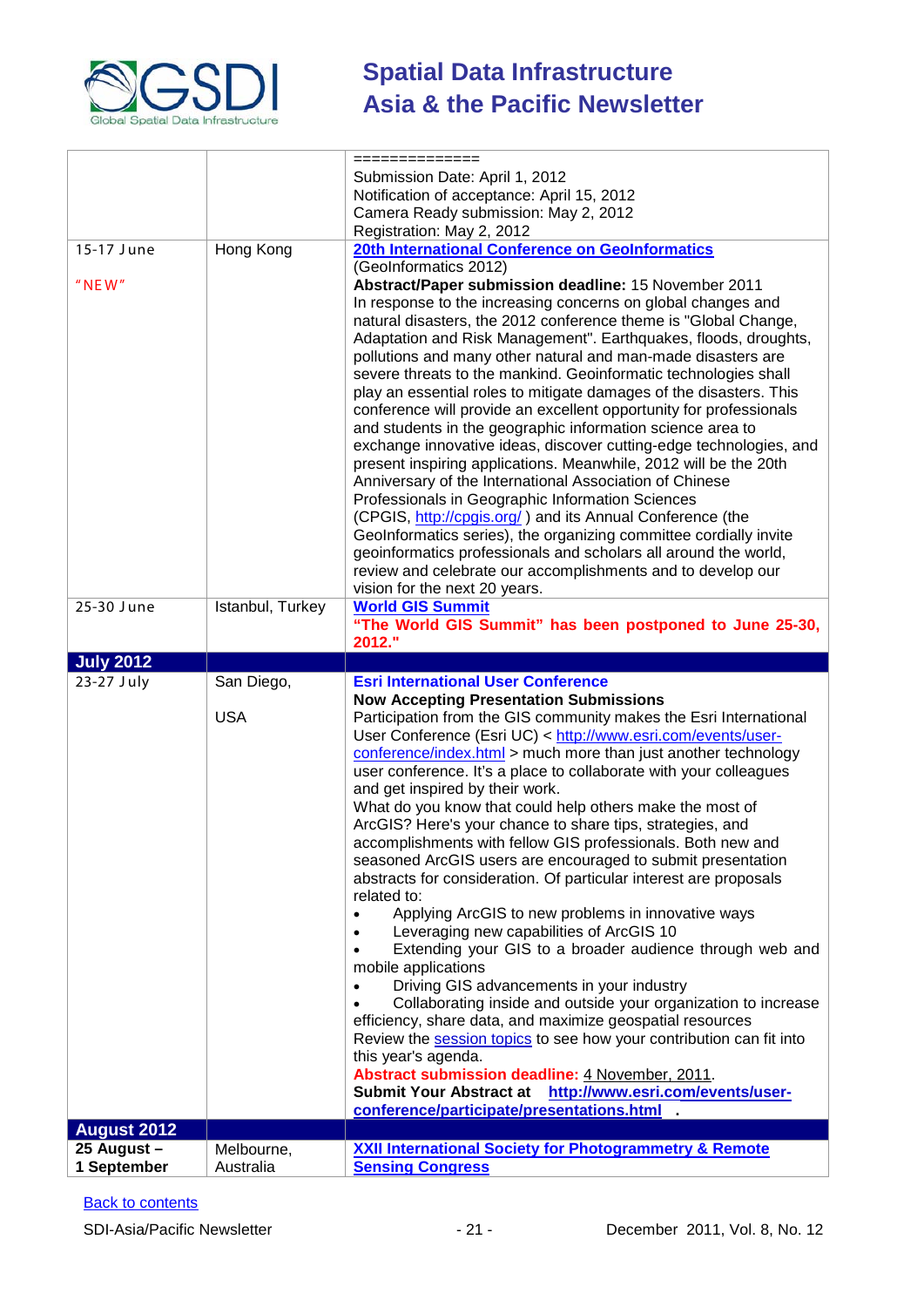| | | |
|---|---|---|
| | | ==============<br>Submission Date: April 1, 2012<br>Notification of acceptance: April 15, 2012<br>Camera Ready submission: May 2, 2012<br>Registration: May 2, 2012 |
| 15-17 June<br><br>"NEW" | Hong Kong | **20th International Conference on GeoInformatics**<br>(GeoInformatics 2012)<br>**Abstract/Paper submission deadline:** 15 November 2011<br>In response to the increasing concerns on global changes and natural disasters, the 2012 conference theme is "Global Change, Adaptation and Risk Management". Earthquakes, floods, droughts, pollutions and many other natural and man-made disasters are severe threats to the mankind. Geoinformatic technologies shall play an essential roles to mitigate damages of the disasters. This conference will provide an excellent opportunity for professionals and students in the geographic information science area to exchange innovative ideas, discover cutting-edge technologies, and present inspiring applications. Meanwhile, 2012 will be the 20th Anniversary of the International Association of Chinese Professionals in Geographic Information Sciences (CPGIS, http://cpgis.org/ ) and its Annual Conference (the GeoInformatics series), the organizing committee cordially invite geoinformatics professionals and scholars all around the world, review and celebrate our accomplishments and to develop our vision for the next 20 years. |
| 25-30 June | Istanbul, Turkey | **World GIS Summit**<br>**"The World GIS Summit" has been postponed to June 25-30, 2012."** |
| **July 2012** | | |
| 23-27 July | San Diego,<br><br>USA | **Esri International User Conference**<br>**Now Accepting Presentation Submissions**<br>Participation from the GIS community makes the Esri International User Conference (Esri UC) < http://www.esri.com/events/user-conference/index.html > much more than just another technology user conference. It's a place to collaborate with your colleagues and get inspired by their work.<br>What do you know that could help others make the most of ArcGIS? Here's your chance to share tips, strategies, and accomplishments with fellow GIS professionals. Both new and seasoned ArcGIS users are encouraged to submit presentation abstracts for consideration. Of particular interest are proposals related to:<br>• Applying ArcGIS to new problems in innovative ways<br>• Leveraging new capabilities of ArcGIS 10<br>• Extending your GIS to a broader audience through web and mobile applications<br>• Driving GIS advancements in your industry<br>• Collaborating inside and outside your organization to increase efficiency, share data, and maximize geospatial resources<br>Review the session topics to see how your contribution can fit into this year's agenda.<br>**Abstract submission deadline:** 4 November, 2011.<br>**Submit Your Abstract at http://www.esri.com/events/user-conference/participate/presentations.html .** |
| **August 2012** | | |
| **25 August – 1 September** | Melbourne, Australia | **XXII International Society for Photogrammetry & Remote Sensing Congress** |

Back to contents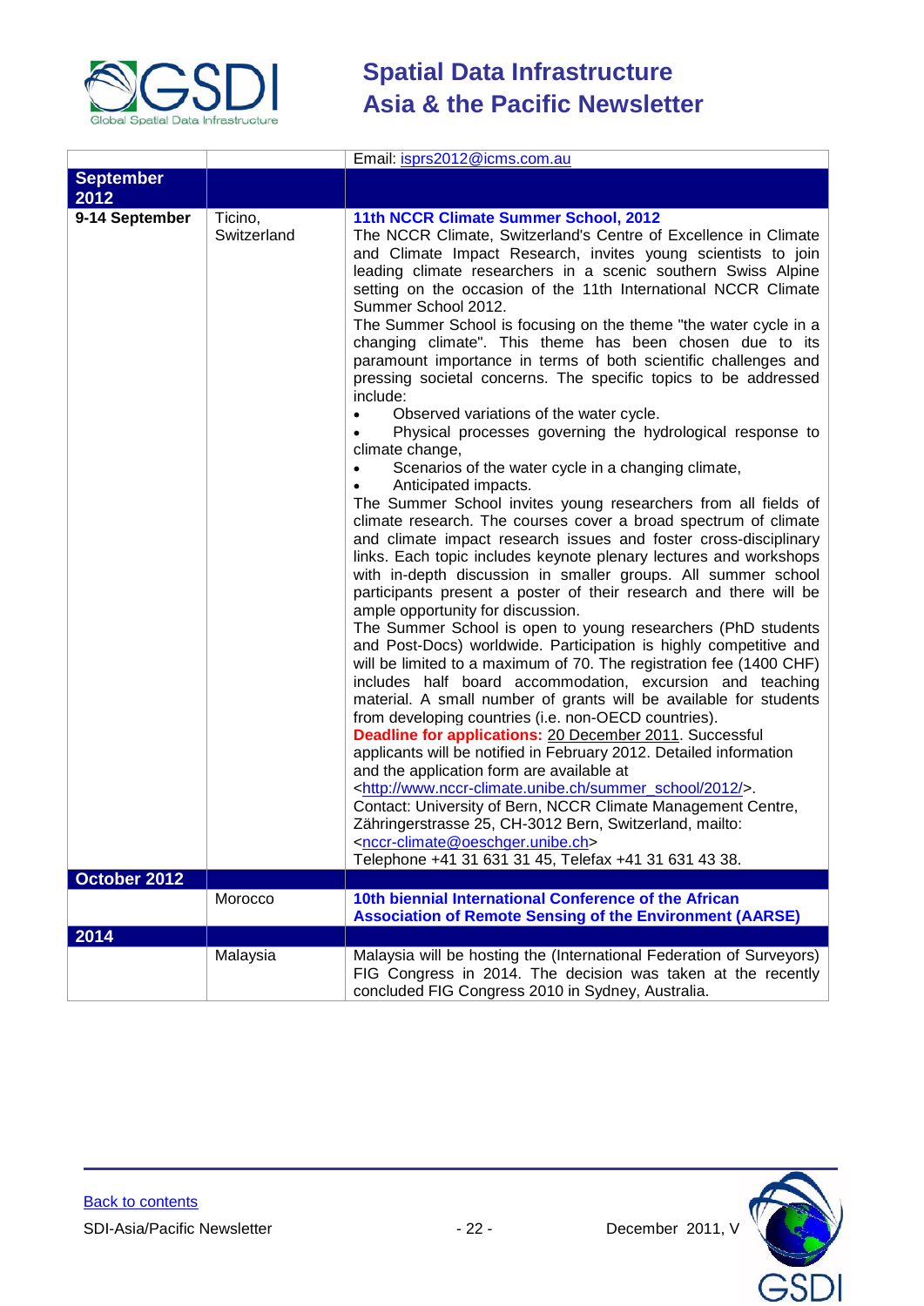|  |  |  |
|---|---|---|
|  |  | Email: isprs2012@icms.com.au |
| **September 2012** |  |  |
| **9-14 September** | Ticino, Switzerland | **11th NCCR Climate Summer School, 2012**<br>The NCCR Climate, Switzerland's Centre of Excellence in Climate and Climate Impact Research, invites young scientists to join leading climate researchers in a scenic southern Swiss Alpine setting on the occasion of the 11th International NCCR Climate Summer School 2012.<br>The Summer School is focusing on the theme "the water cycle in a changing climate". This theme has been chosen due to its paramount importance in terms of both scientific challenges and pressing societal concerns. The specific topics to be addressed include:<br>• Observed variations of the water cycle.<br>• Physical processes governing the hydrological response to climate change,<br>• Scenarios of the water cycle in a changing climate,<br>• Anticipated impacts.<br>The Summer School invites young researchers from all fields of climate research. The courses cover a broad spectrum of climate and climate impact research issues and foster cross-disciplinary links. Each topic includes keynote plenary lectures and workshops with in-depth discussion in smaller groups. All summer school participants present a poster of their research and there will be ample opportunity for discussion.<br>The Summer School is open to young researchers (PhD students and Post-Docs) worldwide. Participation is highly competitive and will be limited to a maximum of 70. The registration fee (1400 CHF) includes half board accommodation, excursion and teaching material. A small number of grants will be available for students from developing countries (i.e. non-OECD countries).<br>**Deadline for applications:** 20 December 2011. Successful applicants will be notified in February 2012. Detailed information and the application form are available at <http://www.nccr-climate.unibe.ch/summer_school/2012/>.<br>Contact: University of Bern, NCCR Climate Management Centre, Zähringerstrasse 25, CH-3012 Bern, Switzerland, mailto: <nccr-climate@oeschger.unibe.ch><br>Telephone +41 31 631 31 45, Telefax +41 31 631 43 38. |
| **October 2012** |  |  |
|  | Morocco | **10th biennial International Conference of the African Association of Remote Sensing of the Environment (AARSE)** |
| **2014** |  |  |
|  | Malaysia | Malaysia will be hosting the (International Federation of Surveyors) FIG Congress in 2014. The decision was taken at the recently concluded FIG Congress 2010 in Sydney, Australia. |

Back to contents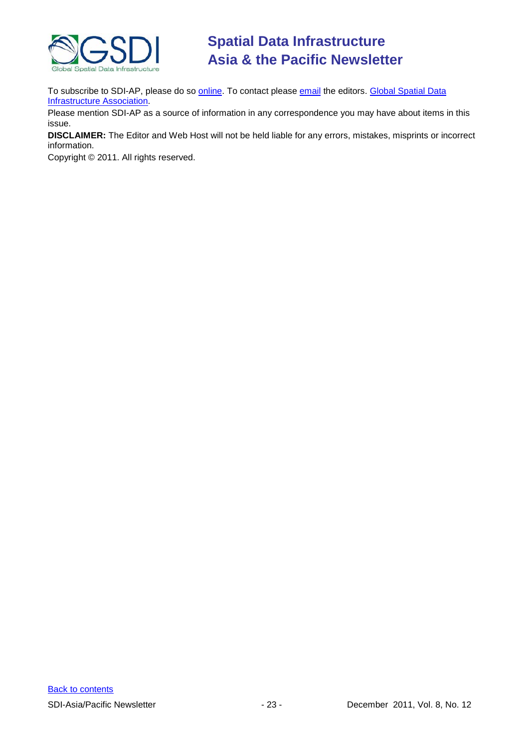To subscribe to SDI-AP, please do so online. To contact please email the editors. Global Spatial Data Infrastructure Association.

Please mention SDI-AP as a source of information in any correspondence you may have about items in this issue.

**DISCLAIMER:** The Editor and Web Host will not be held liable for any errors, mistakes, misprints or incorrect information.

Copyright © 2011. All rights reserved.

Back to contents